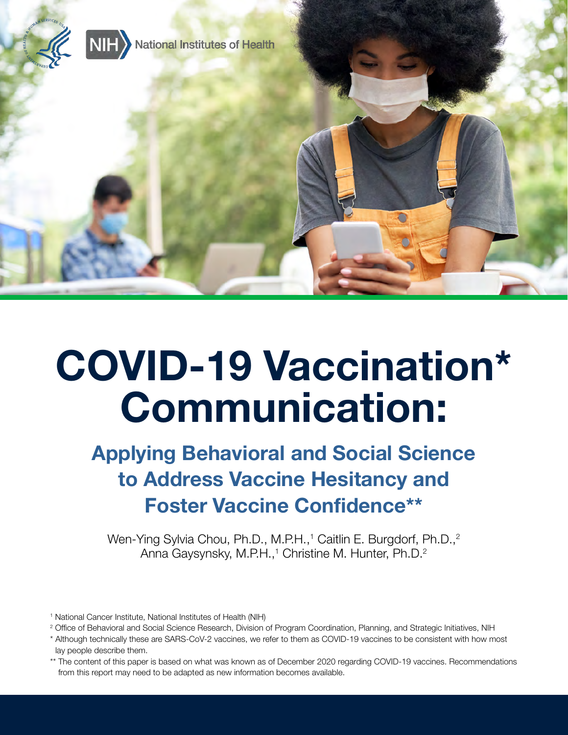NIH National Institutes of Health

# COVID-19 Vaccination* Communication:

## Applying Behavioral and Social Science to Address Vaccine Hesitancy and Foster Vaccine Confidence**

Wen-Ying Sylvia Chou, Ph.D., M.P.H.,[1] Caitlin E. Burgdorf, Ph.D.,[2] Anna Gaysynsky, M.P.H.,[1] Christine M. Hunter, Ph.D.[2]

[1] National Cancer Institute, National Institutes of Health (NIH)

[2] Office of Behavioral and Social Science Research, Division of Program Coordination, Planning, and Strategic Initiatives, NIH

* Although technically these are SARS-CoV-2 vaccines, we refer to them as COVID-19 vaccines to be consistent with how most lay people describe them.

** The content of this paper is based on what was known as of December 2020 regarding COVID-19 vaccines. Recommendations from this report may need to be adapted as new information becomes available.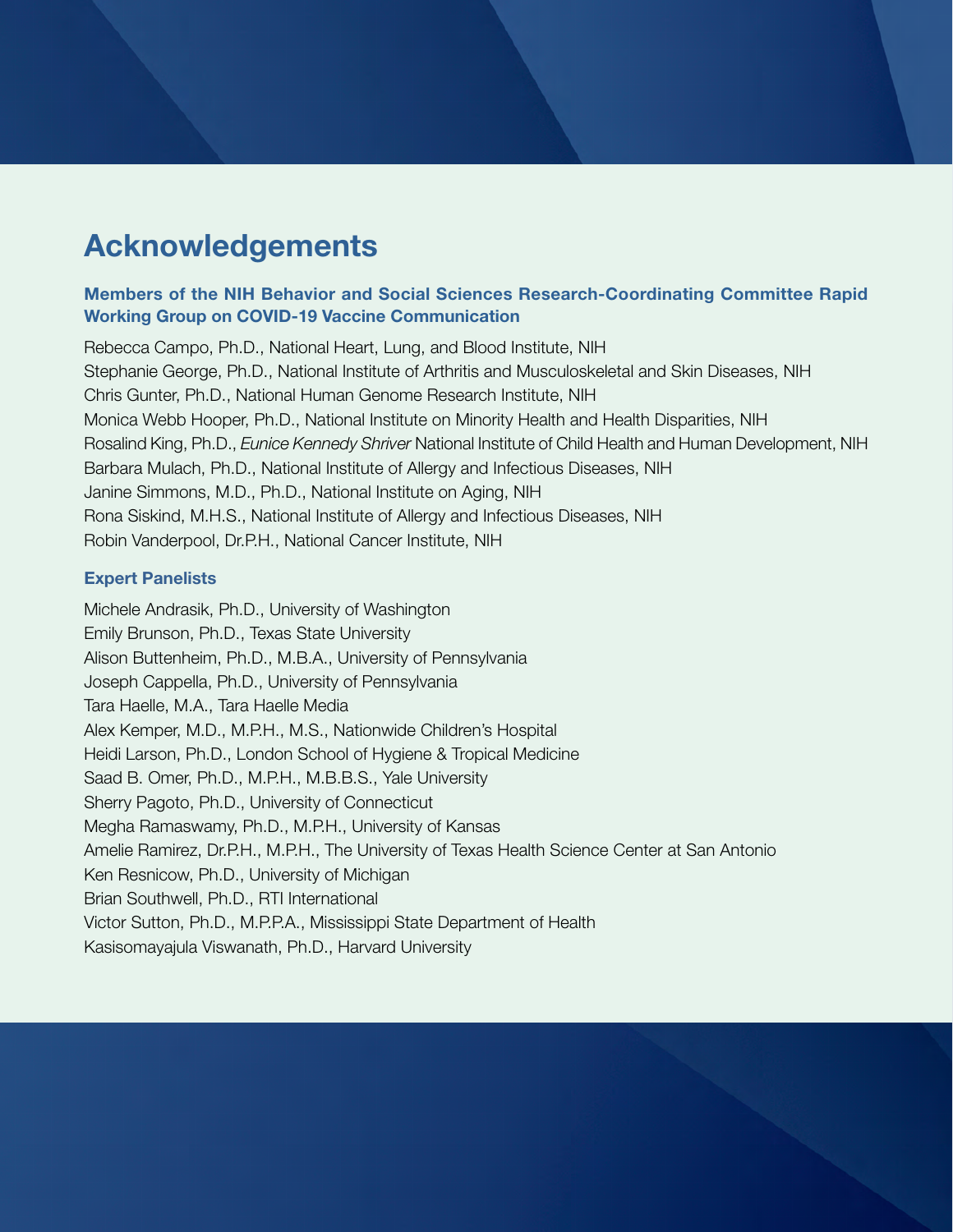# Acknowledgements

### Members of the NIH Behavior and Social Sciences Research-Coordinating Committee Rapid Working Group on COVID-19 Vaccine Communication

Rebecca Campo, Ph.D., National Heart, Lung, and Blood Institute, NIH
Stephanie George, Ph.D., National Institute of Arthritis and Musculoskeletal and Skin Diseases, NIH
Chris Gunter, Ph.D., National Human Genome Research Institute, NIH
Monica Webb Hooper, Ph.D., National Institute on Minority Health and Health Disparities, NIH
Rosalind King, Ph.D., *Eunice Kennedy Shriver* National Institute of Child Health and Human Development, NIH
Barbara Mulach, Ph.D., National Institute of Allergy and Infectious Diseases, NIH
Janine Simmons, M.D., Ph.D., National Institute on Aging, NIH
Rona Siskind, M.H.S., National Institute of Allergy and Infectious Diseases, NIH
Robin Vanderpool, Dr.P.H., National Cancer Institute, NIH

### Expert Panelists

Michele Andrasik, Ph.D., University of Washington
Emily Brunson, Ph.D., Texas State University
Alison Buttenheim, Ph.D., M.B.A., University of Pennsylvania
Joseph Cappella, Ph.D., University of Pennsylvania
Tara Haelle, M.A., Tara Haelle Media
Alex Kemper, M.D., M.P.H., M.S., Nationwide Children's Hospital
Heidi Larson, Ph.D., London School of Hygiene & Tropical Medicine
Saad B. Omer, Ph.D., M.P.H., M.B.B.S., Yale University
Sherry Pagoto, Ph.D., University of Connecticut
Megha Ramaswamy, Ph.D., M.P.H., University of Kansas
Amelie Ramirez, Dr.P.H., M.P.H., The University of Texas Health Science Center at San Antonio
Ken Resnicow, Ph.D., University of Michigan
Brian Southwell, Ph.D., RTI International
Victor Sutton, Ph.D., M.P.P.A., Mississippi State Department of Health
Kasisomayajula Viswanath, Ph.D., Harvard University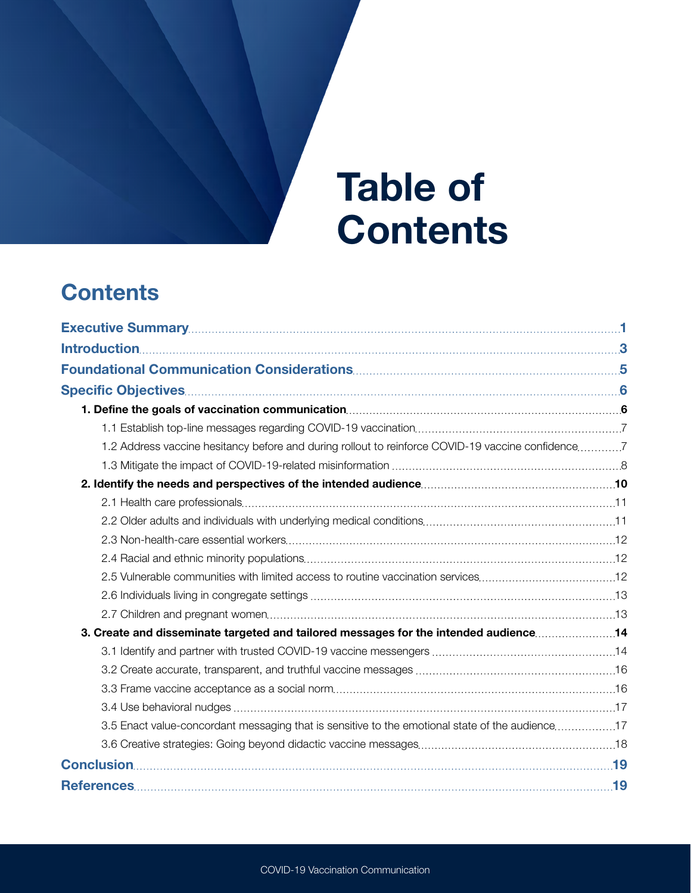# Table of Contents

## Contents

**Executive Summary** ..... 1

**Introduction** ..... 3

**Foundational Communication Considerations** ..... 5

**Specific Objectives** ..... 6

- **1. Define the goals of vaccination communication** ..... 6
  - 1.1 Establish top-line messages regarding COVID-19 vaccination ..... 7
  - 1.2 Address vaccine hesitancy before and during rollout to reinforce COVID-19 vaccine confidence ..... 7
  - 1.3 Mitigate the impact of COVID-19-related misinformation ..... 8
- **2. Identify the needs and perspectives of the intended audience** ..... 10
  - 2.1 Health care professionals ..... 11
  - 2.2 Older adults and individuals with underlying medical conditions ..... 11
  - 2.3 Non-health-care essential workers ..... 12
  - 2.4 Racial and ethnic minority populations ..... 12
  - 2.5 Vulnerable communities with limited access to routine vaccination services ..... 12
  - 2.6 Individuals living in congregate settings ..... 13
  - 2.7 Children and pregnant women ..... 13
- **3. Create and disseminate targeted and tailored messages for the intended audience** ..... 14
  - 3.1 Identify and partner with trusted COVID-19 vaccine messengers ..... 14
  - 3.2 Create accurate, transparent, and truthful vaccine messages ..... 16
  - 3.3 Frame vaccine acceptance as a social norm ..... 16
  - 3.4 Use behavioral nudges ..... 17
  - 3.5 Enact value-concordant messaging that is sensitive to the emotional state of the audience ..... 17
  - 3.6 Creative strategies: Going beyond didactic vaccine messages ..... 18

**Conclusion** ..... 19

**References** ..... 19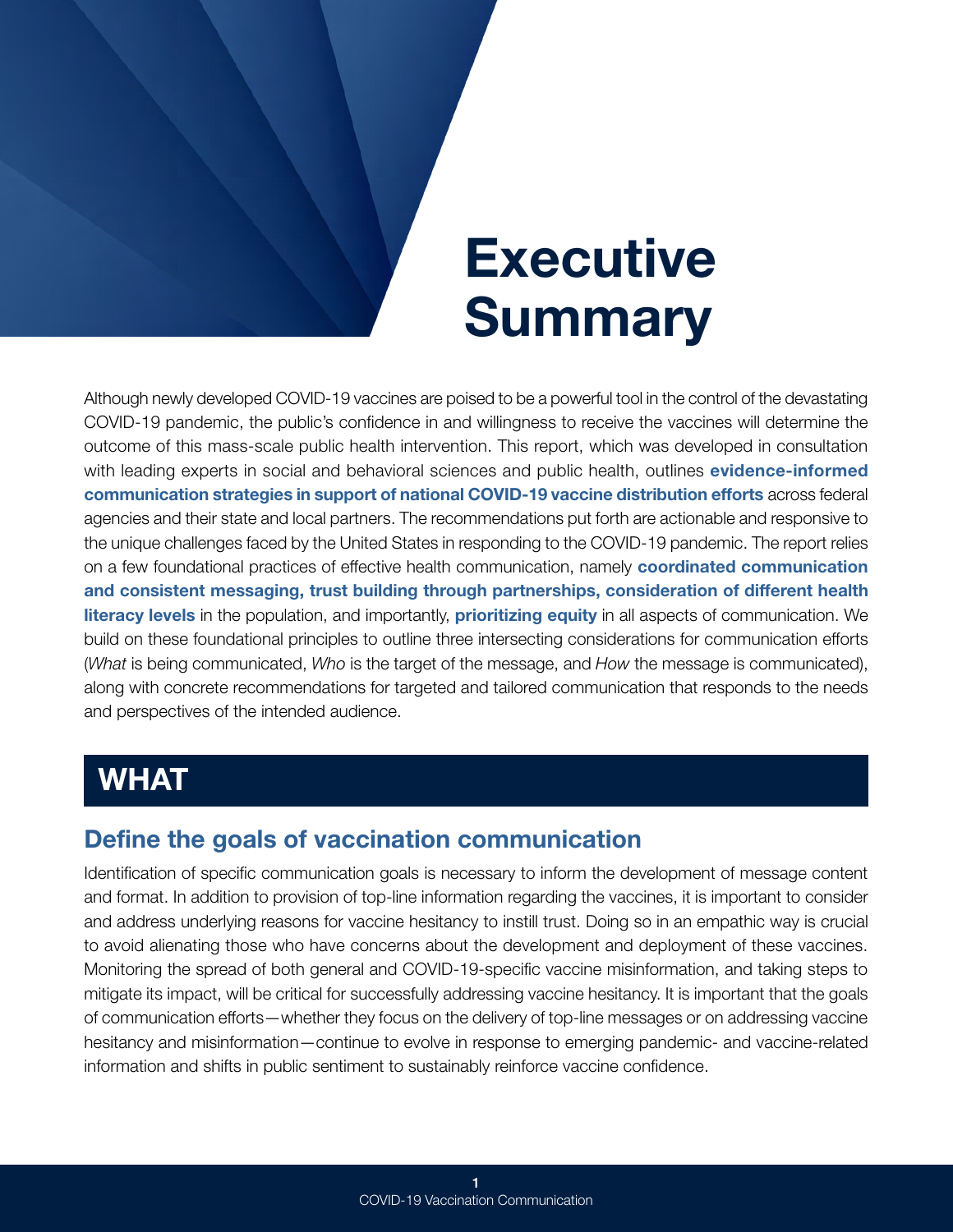# Executive Summary

Although newly developed COVID-19 vaccines are poised to be a powerful tool in the control of the devastating COVID-19 pandemic, the public's confidence in and willingness to receive the vaccines will determine the outcome of this mass-scale public health intervention. This report, which was developed in consultation with leading experts in social and behavioral sciences and public health, outlines **evidence-informed communication strategies in support of national COVID-19 vaccine distribution efforts** across federal agencies and their state and local partners. The recommendations put forth are actionable and responsive to the unique challenges faced by the United States in responding to the COVID-19 pandemic. The report relies on a few foundational practices of effective health communication, namely **coordinated communication and consistent messaging, trust building through partnerships, consideration of different health literacy levels** in the population, and importantly, **prioritizing equity** in all aspects of communication. We build on these foundational principles to outline three intersecting considerations for communication efforts (*What* is being communicated, *Who* is the target of the message, and *How* the message is communicated), along with concrete recommendations for targeted and tailored communication that responds to the needs and perspectives of the intended audience.

## WHAT

### Define the goals of vaccination communication

Identification of specific communication goals is necessary to inform the development of message content and format. In addition to provision of top-line information regarding the vaccines, it is important to consider and address underlying reasons for vaccine hesitancy to instill trust. Doing so in an empathic way is crucial to avoid alienating those who have concerns about the development and deployment of these vaccines. Monitoring the spread of both general and COVID-19-specific vaccine misinformation, and taking steps to mitigate its impact, will be critical for successfully addressing vaccine hesitancy. It is important that the goals of communication efforts—whether they focus on the delivery of top-line messages or on addressing vaccine hesitancy and misinformation—continue to evolve in response to emerging pandemic- and vaccine-related information and shifts in public sentiment to sustainably reinforce vaccine confidence.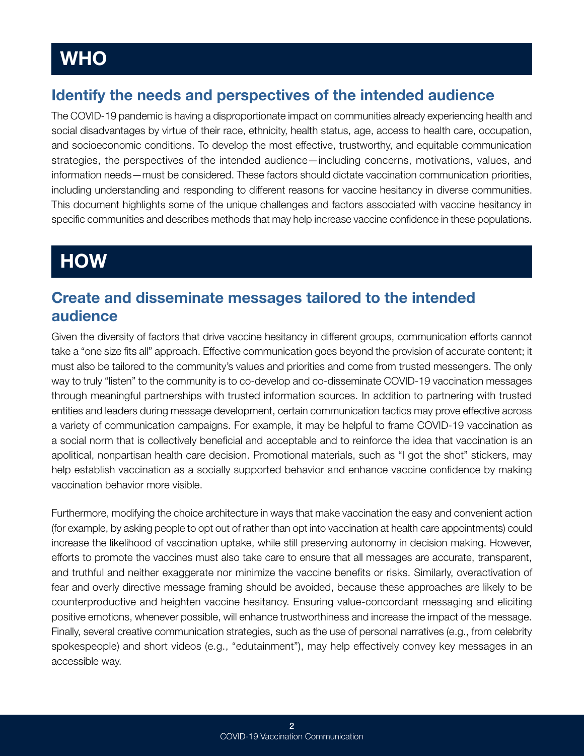# WHO

## Identify the needs and perspectives of the intended audience

The COVID-19 pandemic is having a disproportionate impact on communities already experiencing health and social disadvantages by virtue of their race, ethnicity, health status, age, access to health care, occupation, and socioeconomic conditions. To develop the most effective, trustworthy, and equitable communication strategies, the perspectives of the intended audience—including concerns, motivations, values, and information needs—must be considered. These factors should dictate vaccination communication priorities, including understanding and responding to different reasons for vaccine hesitancy in diverse communities. This document highlights some of the unique challenges and factors associated with vaccine hesitancy in specific communities and describes methods that may help increase vaccine confidence in these populations.

# HOW

## Create and disseminate messages tailored to the intended audience

Given the diversity of factors that drive vaccine hesitancy in different groups, communication efforts cannot take a "one size fits all" approach. Effective communication goes beyond the provision of accurate content; it must also be tailored to the community's values and priorities and come from trusted messengers. The only way to truly "listen" to the community is to co-develop and co-disseminate COVID-19 vaccination messages through meaningful partnerships with trusted information sources. In addition to partnering with trusted entities and leaders during message development, certain communication tactics may prove effective across a variety of communication campaigns. For example, it may be helpful to frame COVID-19 vaccination as a social norm that is collectively beneficial and acceptable and to reinforce the idea that vaccination is an apolitical, nonpartisan health care decision. Promotional materials, such as "I got the shot" stickers, may help establish vaccination as a socially supported behavior and enhance vaccine confidence by making vaccination behavior more visible.

Furthermore, modifying the choice architecture in ways that make vaccination the easy and convenient action (for example, by asking people to opt out of rather than opt into vaccination at health care appointments) could increase the likelihood of vaccination uptake, while still preserving autonomy in decision making. However, efforts to promote the vaccines must also take care to ensure that all messages are accurate, transparent, and truthful and neither exaggerate nor minimize the vaccine benefits or risks. Similarly, overactivation of fear and overly directive message framing should be avoided, because these approaches are likely to be counterproductive and heighten vaccine hesitancy. Ensuring value-concordant messaging and eliciting positive emotions, whenever possible, will enhance trustworthiness and increase the impact of the message. Finally, several creative communication strategies, such as the use of personal narratives (e.g., from celebrity spokespeople) and short videos (e.g., "edutainment"), may help effectively convey key messages in an accessible way.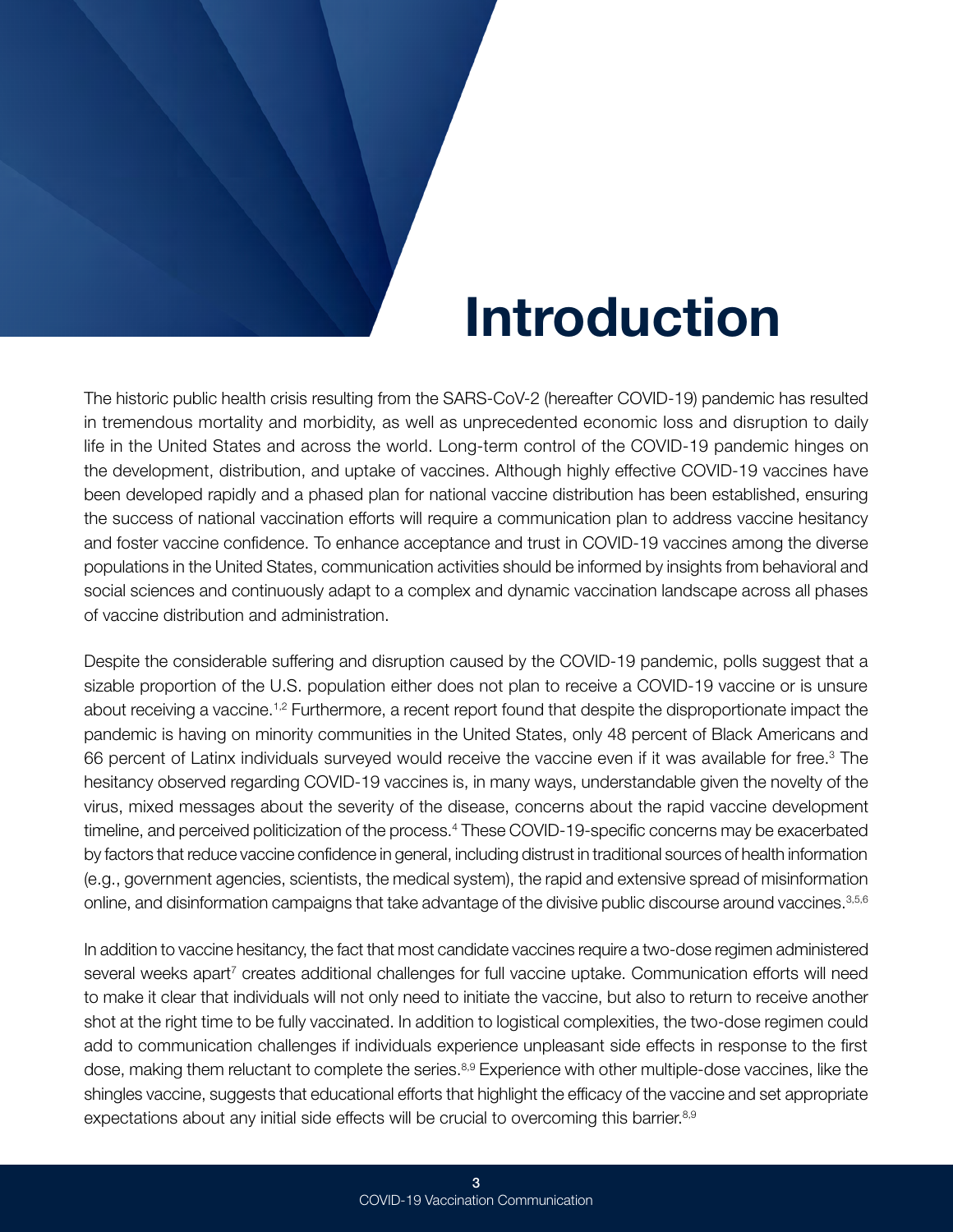# Introduction

The historic public health crisis resulting from the SARS-CoV-2 (hereafter COVID-19) pandemic has resulted in tremendous mortality and morbidity, as well as unprecedented economic loss and disruption to daily life in the United States and across the world. Long-term control of the COVID-19 pandemic hinges on the development, distribution, and uptake of vaccines. Although highly effective COVID-19 vaccines have been developed rapidly and a phased plan for national vaccine distribution has been established, ensuring the success of national vaccination efforts will require a communication plan to address vaccine hesitancy and foster vaccine confidence. To enhance acceptance and trust in COVID-19 vaccines among the diverse populations in the United States, communication activities should be informed by insights from behavioral and social sciences and continuously adapt to a complex and dynamic vaccination landscape across all phases of vaccine distribution and administration.

Despite the considerable suffering and disruption caused by the COVID-19 pandemic, polls suggest that a sizable proportion of the U.S. population either does not plan to receive a COVID-19 vaccine or is unsure about receiving a vaccine.[1,2] Furthermore, a recent report found that despite the disproportionate impact the pandemic is having on minority communities in the United States, only 48 percent of Black Americans and 66 percent of Latinx individuals surveyed would receive the vaccine even if it was available for free.[3] The hesitancy observed regarding COVID-19 vaccines is, in many ways, understandable given the novelty of the virus, mixed messages about the severity of the disease, concerns about the rapid vaccine development timeline, and perceived politicization of the process.[4] These COVID-19-specific concerns may be exacerbated by factors that reduce vaccine confidence in general, including distrust in traditional sources of health information (e.g., government agencies, scientists, the medical system), the rapid and extensive spread of misinformation online, and disinformation campaigns that take advantage of the divisive public discourse around vaccines.[3,5,6]

In addition to vaccine hesitancy, the fact that most candidate vaccines require a two-dose regimen administered several weeks apart[7] creates additional challenges for full vaccine uptake. Communication efforts will need to make it clear that individuals will not only need to initiate the vaccine, but also to return to receive another shot at the right time to be fully vaccinated. In addition to logistical complexities, the two-dose regimen could add to communication challenges if individuals experience unpleasant side effects in response to the first dose, making them reluctant to complete the series.[8,9] Experience with other multiple-dose vaccines, like the shingles vaccine, suggests that educational efforts that highlight the efficacy of the vaccine and set appropriate expectations about any initial side effects will be crucial to overcoming this barrier.[8,9]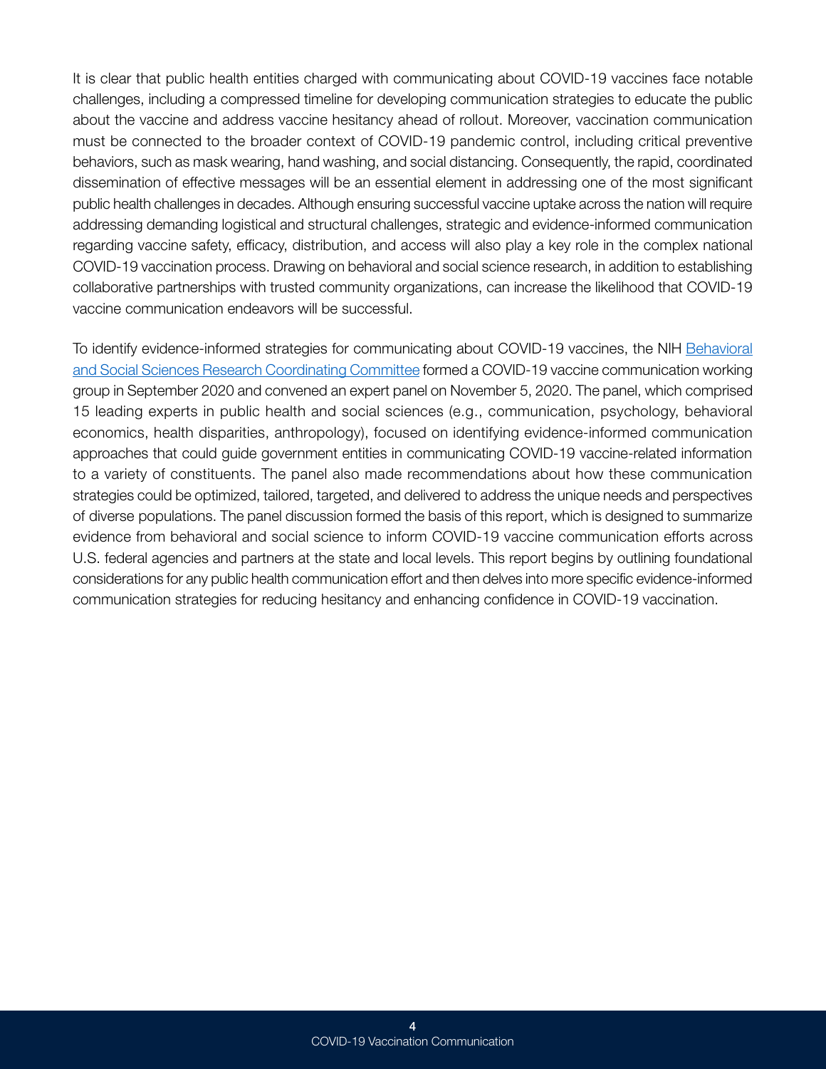It is clear that public health entities charged with communicating about COVID-19 vaccines face notable challenges, including a compressed timeline for developing communication strategies to educate the public about the vaccine and address vaccine hesitancy ahead of rollout. Moreover, vaccination communication must be connected to the broader context of COVID-19 pandemic control, including critical preventive behaviors, such as mask wearing, hand washing, and social distancing. Consequently, the rapid, coordinated dissemination of effective messages will be an essential element in addressing one of the most significant public health challenges in decades. Although ensuring successful vaccine uptake across the nation will require addressing demanding logistical and structural challenges, strategic and evidence-informed communication regarding vaccine safety, efficacy, distribution, and access will also play a key role in the complex national COVID-19 vaccination process. Drawing on behavioral and social science research, in addition to establishing collaborative partnerships with trusted community organizations, can increase the likelihood that COVID-19 vaccine communication endeavors will be successful.

To identify evidence-informed strategies for communicating about COVID-19 vaccines, the NIH Behavioral and Social Sciences Research Coordinating Committee formed a COVID-19 vaccine communication working group in September 2020 and convened an expert panel on November 5, 2020. The panel, which comprised 15 leading experts in public health and social sciences (e.g., communication, psychology, behavioral economics, health disparities, anthropology), focused on identifying evidence-informed communication approaches that could guide government entities in communicating COVID-19 vaccine-related information to a variety of constituents. The panel also made recommendations about how these communication strategies could be optimized, tailored, targeted, and delivered to address the unique needs and perspectives of diverse populations. The panel discussion formed the basis of this report, which is designed to summarize evidence from behavioral and social science to inform COVID-19 vaccine communication efforts across U.S. federal agencies and partners at the state and local levels. This report begins by outlining foundational considerations for any public health communication effort and then delves into more specific evidence-informed communication strategies for reducing hesitancy and enhancing confidence in COVID-19 vaccination.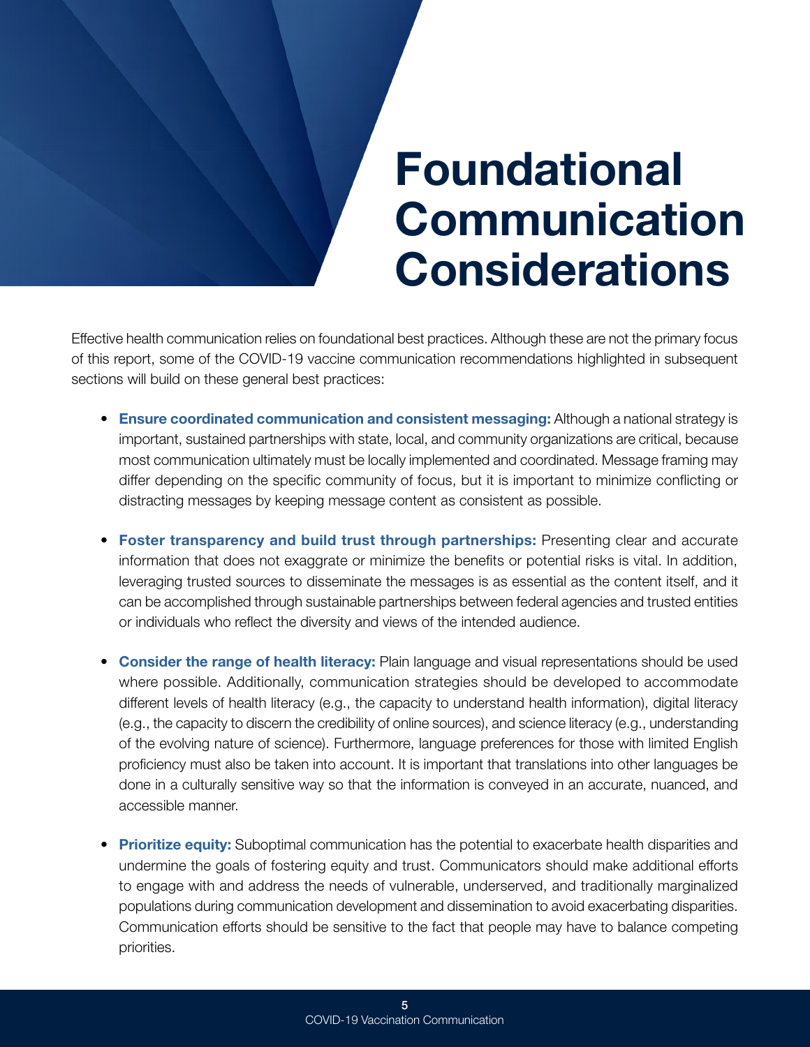# Foundational Communication Considerations

Effective health communication relies on foundational best practices. Although these are not the primary focus of this report, some of the COVID-19 vaccine communication recommendations highlighted in subsequent sections will build on these general best practices:

- **Ensure coordinated communication and consistent messaging:** Although a national strategy is important, sustained partnerships with state, local, and community organizations are critical, because most communication ultimately must be locally implemented and coordinated. Message framing may differ depending on the specific community of focus, but it is important to minimize conflicting or distracting messages by keeping message content as consistent as possible.

- **Foster transparency and build trust through partnerships:** Presenting clear and accurate information that does not exaggrate or minimize the benefits or potential risks is vital. In addition, leveraging trusted sources to disseminate the messages is as essential as the content itself, and it can be accomplished through sustainable partnerships between federal agencies and trusted entities or individuals who reflect the diversity and views of the intended audience.

- **Consider the range of health literacy:** Plain language and visual representations should be used where possible. Additionally, communication strategies should be developed to accommodate different levels of health literacy (e.g., the capacity to understand health information), digital literacy (e.g., the capacity to discern the credibility of online sources), and science literacy (e.g., understanding of the evolving nature of science). Furthermore, language preferences for those with limited English proficiency must also be taken into account. It is important that translations into other languages be done in a culturally sensitive way so that the information is conveyed in an accurate, nuanced, and accessible manner.

- **Prioritize equity:** Suboptimal communication has the potential to exacerbate health disparities and undermine the goals of fostering equity and trust. Communicators should make additional efforts to engage with and address the needs of vulnerable, underserved, and traditionally marginalized populations during communication development and dissemination to avoid exacerbating disparities. Communication efforts should be sensitive to the fact that people may have to balance competing priorities.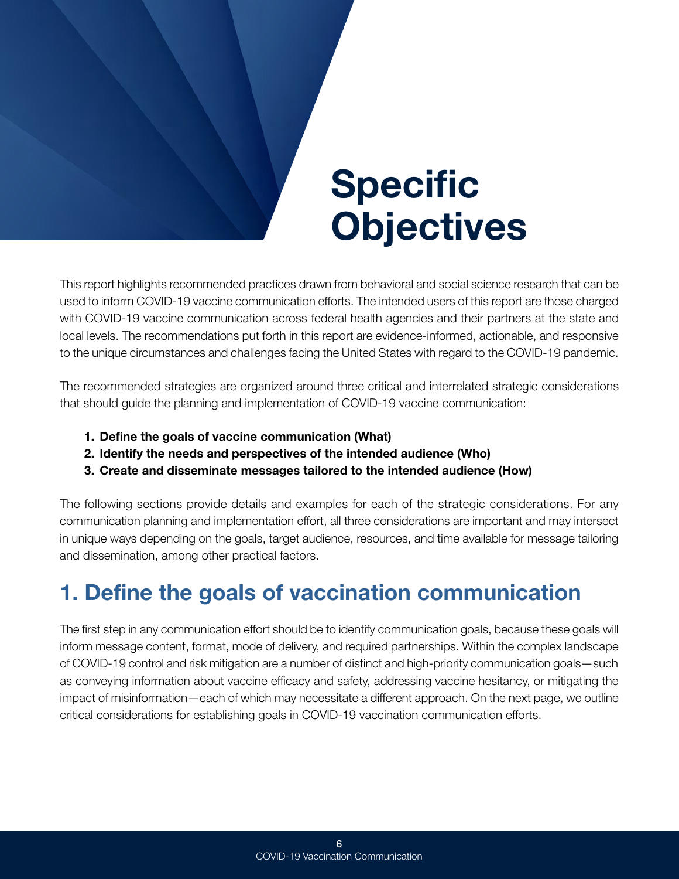# Specific Objectives

This report highlights recommended practices drawn from behavioral and social science research that can be used to inform COVID-19 vaccine communication efforts. The intended users of this report are those charged with COVID-19 vaccine communication across federal health agencies and their partners at the state and local levels. The recommendations put forth in this report are evidence-informed, actionable, and responsive to the unique circumstances and challenges facing the United States with regard to the COVID-19 pandemic.

The recommended strategies are organized around three critical and interrelated strategic considerations that should guide the planning and implementation of COVID-19 vaccine communication:

1. **Define the goals of vaccine communication (What)**
2. **Identify the needs and perspectives of the intended audience (Who)**
3. **Create and disseminate messages tailored to the intended audience (How)**

The following sections provide details and examples for each of the strategic considerations. For any communication planning and implementation effort, all three considerations are important and may intersect in unique ways depending on the goals, target audience, resources, and time available for message tailoring and dissemination, among other practical factors.

## 1. Define the goals of vaccination communication

The first step in any communication effort should be to identify communication goals, because these goals will inform message content, format, mode of delivery, and required partnerships. Within the complex landscape of COVID-19 control and risk mitigation are a number of distinct and high-priority communication goals—such as conveying information about vaccine efficacy and safety, addressing vaccine hesitancy, or mitigating the impact of misinformation—each of which may necessitate a different approach. On the next page, we outline critical considerations for establishing goals in COVID-19 vaccination communication efforts.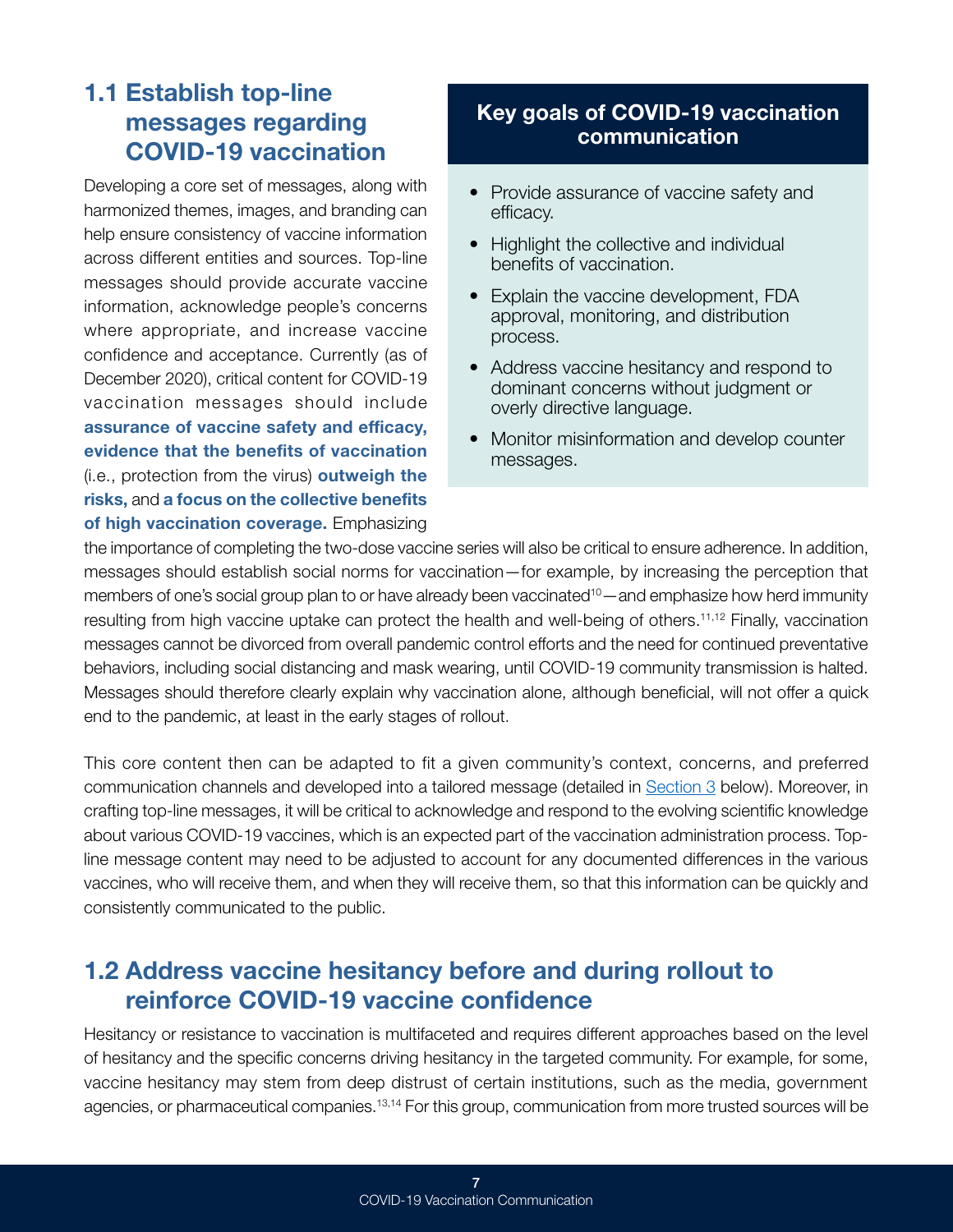## 1.1 Establish top-line messages regarding COVID-19 vaccination

Developing a core set of messages, along with harmonized themes, images, and branding can help ensure consistency of vaccine information across different entities and sources. Top-line messages should provide accurate vaccine information, acknowledge people's concerns where appropriate, and increase vaccine confidence and acceptance. Currently (as of December 2020), critical content for COVID-19 vaccination messages should include **assurance of vaccine safety and efficacy, evidence that the benefits of vaccination** (i.e., protection from the virus) **outweigh the risks,** and **a focus on the collective benefits of high vaccination coverage.** Emphasizing the importance of completing the two-dose vaccine series will also be critical to ensure adherence. In addition, messages should establish social norms for vaccination—for example, by increasing the perception that members of one's social group plan to or have already been vaccinated[10]—and emphasize how herd immunity resulting from high vaccine uptake can protect the health and well-being of others.[11,12] Finally, vaccination messages cannot be divorced from overall pandemic control efforts and the need for continued preventative behaviors, including social distancing and mask wearing, until COVID-19 community transmission is halted. Messages should therefore clearly explain why vaccination alone, although beneficial, will not offer a quick end to the pandemic, at least in the early stages of rollout.

### Key goals of COVID-19 vaccination communication

- Provide assurance of vaccine safety and efficacy.
- Highlight the collective and individual benefits of vaccination.
- Explain the vaccine development, FDA approval, monitoring, and distribution process.
- Address vaccine hesitancy and respond to dominant concerns without judgment or overly directive language.
- Monitor misinformation and develop counter messages.

This core content then can be adapted to fit a given community's context, concerns, and preferred communication channels and developed into a tailored message (detailed in Section 3 below). Moreover, in crafting top-line messages, it will be critical to acknowledge and respond to the evolving scientific knowledge about various COVID-19 vaccines, which is an expected part of the vaccination administration process. Top-line message content may need to be adjusted to account for any documented differences in the various vaccines, who will receive them, and when they will receive them, so that this information can be quickly and consistently communicated to the public.

## 1.2 Address vaccine hesitancy before and during rollout to reinforce COVID-19 vaccine confidence

Hesitancy or resistance to vaccination is multifaceted and requires different approaches based on the level of hesitancy and the specific concerns driving hesitancy in the targeted community. For example, for some, vaccine hesitancy may stem from deep distrust of certain institutions, such as the media, government agencies, or pharmaceutical companies.[13,14] For this group, communication from more trusted sources will be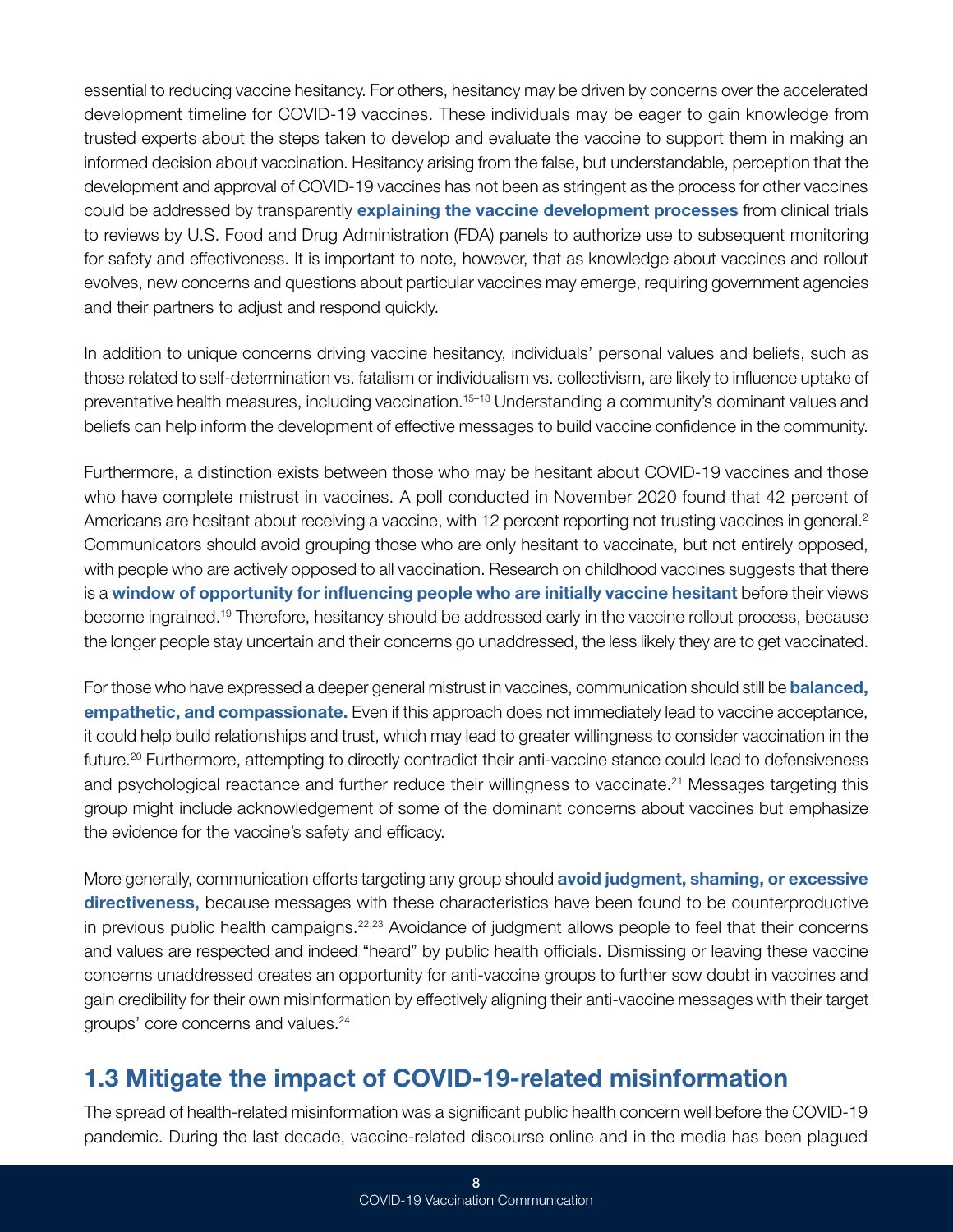essential to reducing vaccine hesitancy. For others, hesitancy may be driven by concerns over the accelerated development timeline for COVID-19 vaccines. These individuals may be eager to gain knowledge from trusted experts about the steps taken to develop and evaluate the vaccine to support them in making an informed decision about vaccination. Hesitancy arising from the false, but understandable, perception that the development and approval of COVID-19 vaccines has not been as stringent as the process for other vaccines could be addressed by transparently **explaining the vaccine development processes** from clinical trials to reviews by U.S. Food and Drug Administration (FDA) panels to authorize use to subsequent monitoring for safety and effectiveness. It is important to note, however, that as knowledge about vaccines and rollout evolves, new concerns and questions about particular vaccines may emerge, requiring government agencies and their partners to adjust and respond quickly.

In addition to unique concerns driving vaccine hesitancy, individuals' personal values and beliefs, such as those related to self-determination vs. fatalism or individualism vs. collectivism, are likely to influence uptake of preventative health measures, including vaccination.[15–18] Understanding a community's dominant values and beliefs can help inform the development of effective messages to build vaccine confidence in the community.

Furthermore, a distinction exists between those who may be hesitant about COVID-19 vaccines and those who have complete mistrust in vaccines. A poll conducted in November 2020 found that 42 percent of Americans are hesitant about receiving a vaccine, with 12 percent reporting not trusting vaccines in general.[2] Communicators should avoid grouping those who are only hesitant to vaccinate, but not entirely opposed, with people who are actively opposed to all vaccination. Research on childhood vaccines suggests that there is a **window of opportunity for influencing people who are initially vaccine hesitant** before their views become ingrained.[19] Therefore, hesitancy should be addressed early in the vaccine rollout process, because the longer people stay uncertain and their concerns go unaddressed, the less likely they are to get vaccinated.

For those who have expressed a deeper general mistrust in vaccines, communication should still be **balanced, empathetic, and compassionate.** Even if this approach does not immediately lead to vaccine acceptance, it could help build relationships and trust, which may lead to greater willingness to consider vaccination in the future.[20] Furthermore, attempting to directly contradict their anti-vaccine stance could lead to defensiveness and psychological reactance and further reduce their willingness to vaccinate.[21] Messages targeting this group might include acknowledgement of some of the dominant concerns about vaccines but emphasize the evidence for the vaccine's safety and efficacy.

More generally, communication efforts targeting any group should **avoid judgment, shaming, or excessive directiveness,** because messages with these characteristics have been found to be counterproductive in previous public health campaigns.[22,23] Avoidance of judgment allows people to feel that their concerns and values are respected and indeed "heard" by public health officials. Dismissing or leaving these vaccine concerns unaddressed creates an opportunity for anti-vaccine groups to further sow doubt in vaccines and gain credibility for their own misinformation by effectively aligning their anti-vaccine messages with their target groups' core concerns and values.[24]

## 1.3 Mitigate the impact of COVID-19-related misinformation

The spread of health-related misinformation was a significant public health concern well before the COVID-19 pandemic. During the last decade, vaccine-related discourse online and in the media has been plagued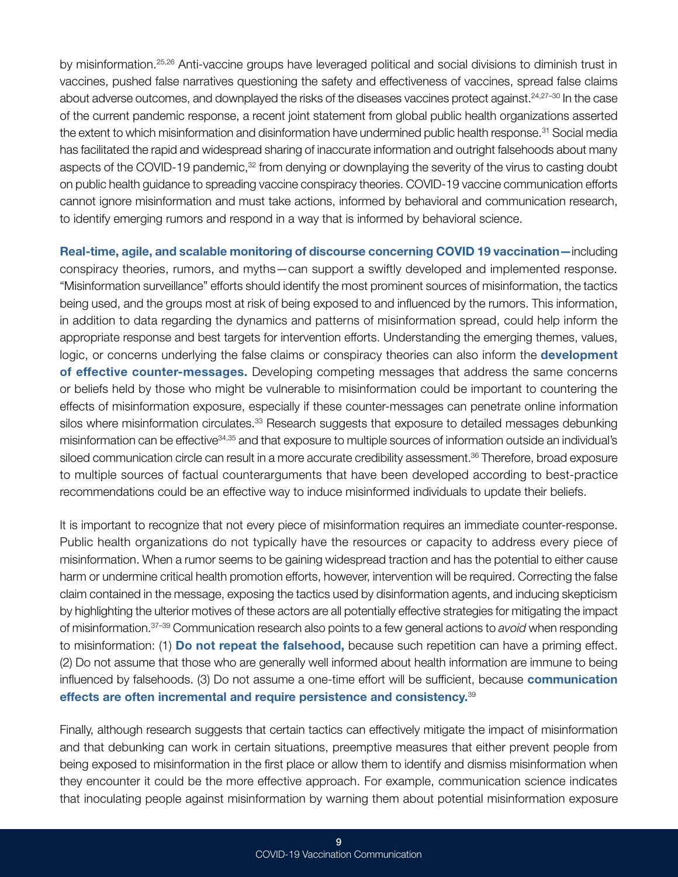by misinformation.[25,26] Anti-vaccine groups have leveraged political and social divisions to diminish trust in vaccines, pushed false narratives questioning the safety and effectiveness of vaccines, spread false claims about adverse outcomes, and downplayed the risks of the diseases vaccines protect against.[24,27–30] In the case of the current pandemic response, a recent joint statement from global public health organizations asserted the extent to which misinformation and disinformation have undermined public health response.[31] Social media has facilitated the rapid and widespread sharing of inaccurate information and outright falsehoods about many aspects of the COVID-19 pandemic,[32] from denying or downplaying the severity of the virus to casting doubt on public health guidance to spreading vaccine conspiracy theories. COVID-19 vaccine communication efforts cannot ignore misinformation and must take actions, informed by behavioral and communication research, to identify emerging rumors and respond in a way that is informed by behavioral science.

**Real-time, agile, and scalable monitoring of discourse concerning COVID 19 vaccination—**including conspiracy theories, rumors, and myths—can support a swiftly developed and implemented response. "Misinformation surveillance" efforts should identify the most prominent sources of misinformation, the tactics being used, and the groups most at risk of being exposed to and influenced by the rumors. This information, in addition to data regarding the dynamics and patterns of misinformation spread, could help inform the appropriate response and best targets for intervention efforts. Understanding the emerging themes, values, logic, or concerns underlying the false claims or conspiracy theories can also inform the **development of effective counter-messages.** Developing competing messages that address the same concerns or beliefs held by those who might be vulnerable to misinformation could be important to countering the effects of misinformation exposure, especially if these counter-messages can penetrate online information silos where misinformation circulates.[33] Research suggests that exposure to detailed messages debunking misinformation can be effective[34,35] and that exposure to multiple sources of information outside an individual's siloed communication circle can result in a more accurate credibility assessment.[36] Therefore, broad exposure to multiple sources of factual counterarguments that have been developed according to best-practice recommendations could be an effective way to induce misinformed individuals to update their beliefs.

It is important to recognize that not every piece of misinformation requires an immediate counter-response. Public health organizations do not typically have the resources or capacity to address every piece of misinformation. When a rumor seems to be gaining widespread traction and has the potential to either cause harm or undermine critical health promotion efforts, however, intervention will be required. Correcting the false claim contained in the message, exposing the tactics used by disinformation agents, and inducing skepticism by highlighting the ulterior motives of these actors are all potentially effective strategies for mitigating the impact of misinformation.[37–39] Communication research also points to a few general actions to *avoid* when responding to misinformation: (1) **Do not repeat the falsehood,** because such repetition can have a priming effect. (2) Do not assume that those who are generally well informed about health information are immune to being influenced by falsehoods. (3) Do not assume a one-time effort will be sufficient, because **communication effects are often incremental and require persistence and consistency.**[39]

Finally, although research suggests that certain tactics can effectively mitigate the impact of misinformation and that debunking can work in certain situations, preemptive measures that either prevent people from being exposed to misinformation in the first place or allow them to identify and dismiss misinformation when they encounter it could be the more effective approach. For example, communication science indicates that inoculating people against misinformation by warning them about potential misinformation exposure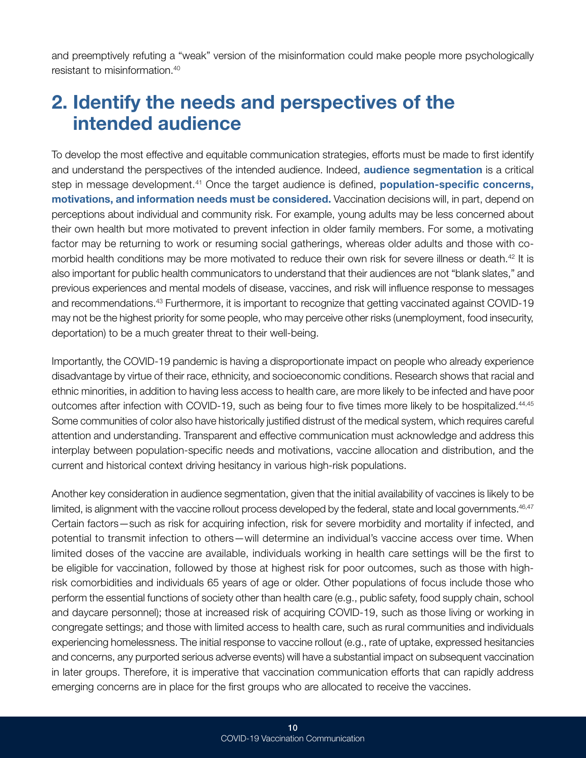and preemptively refuting a "weak" version of the misinformation could make people more psychologically resistant to misinformation.[40]

## 2. Identify the needs and perspectives of the intended audience

To develop the most effective and equitable communication strategies, efforts must be made to first identify and understand the perspectives of the intended audience. Indeed, **audience segmentation** is a critical step in message development.[41] Once the target audience is defined, **population-specific concerns, motivations, and information needs must be considered.** Vaccination decisions will, in part, depend on perceptions about individual and community risk. For example, young adults may be less concerned about their own health but more motivated to prevent infection in older family members. For some, a motivating factor may be returning to work or resuming social gatherings, whereas older adults and those with co-morbid health conditions may be more motivated to reduce their own risk for severe illness or death.[42] It is also important for public health communicators to understand that their audiences are not "blank slates," and previous experiences and mental models of disease, vaccines, and risk will influence response to messages and recommendations.[43] Furthermore, it is important to recognize that getting vaccinated against COVID-19 may not be the highest priority for some people, who may perceive other risks (unemployment, food insecurity, deportation) to be a much greater threat to their well-being.

Importantly, the COVID-19 pandemic is having a disproportionate impact on people who already experience disadvantage by virtue of their race, ethnicity, and socioeconomic conditions. Research shows that racial and ethnic minorities, in addition to having less access to health care, are more likely to be infected and have poor outcomes after infection with COVID-19, such as being four to five times more likely to be hospitalized.[44,45] Some communities of color also have historically justified distrust of the medical system, which requires careful attention and understanding. Transparent and effective communication must acknowledge and address this interplay between population-specific needs and motivations, vaccine allocation and distribution, and the current and historical context driving hesitancy in various high-risk populations.

Another key consideration in audience segmentation, given that the initial availability of vaccines is likely to be limited, is alignment with the vaccine rollout process developed by the federal, state and local governments.[46,47] Certain factors—such as risk for acquiring infection, risk for severe morbidity and mortality if infected, and potential to transmit infection to others—will determine an individual's vaccine access over time. When limited doses of the vaccine are available, individuals working in health care settings will be the first to be eligible for vaccination, followed by those at highest risk for poor outcomes, such as those with high-risk comorbidities and individuals 65 years of age or older. Other populations of focus include those who perform the essential functions of society other than health care (e.g., public safety, food supply chain, school and daycare personnel); those at increased risk of acquiring COVID-19, such as those living or working in congregate settings; and those with limited access to health care, such as rural communities and individuals experiencing homelessness. The initial response to vaccine rollout (e.g., rate of uptake, expressed hesitancies and concerns, any purported serious adverse events) will have a substantial impact on subsequent vaccination in later groups. Therefore, it is imperative that vaccination communication efforts that can rapidly address emerging concerns are in place for the first groups who are allocated to receive the vaccines.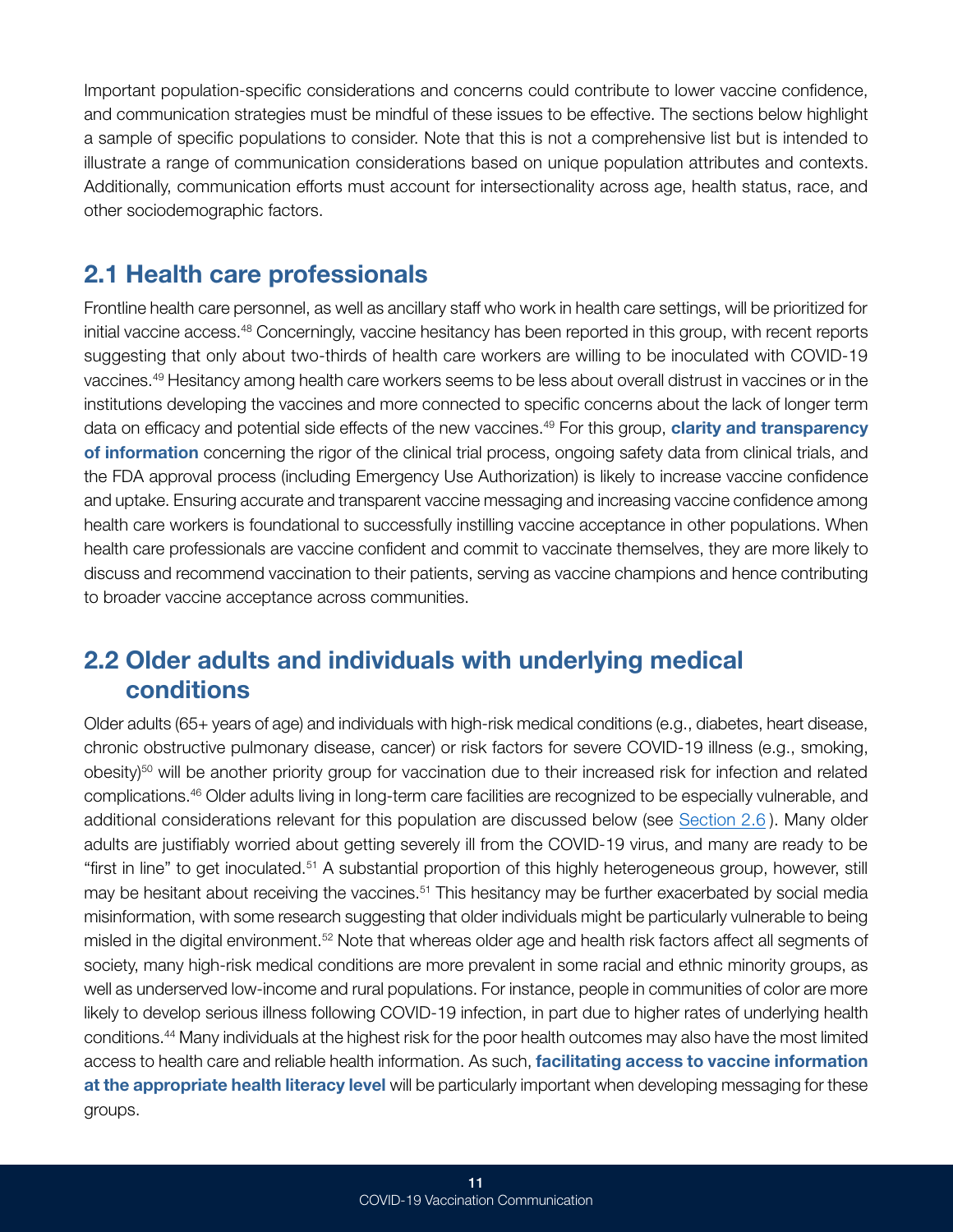Important population-specific considerations and concerns could contribute to lower vaccine confidence, and communication strategies must be mindful of these issues to be effective. The sections below highlight a sample of specific populations to consider. Note that this is not a comprehensive list but is intended to illustrate a range of communication considerations based on unique population attributes and contexts. Additionally, communication efforts must account for intersectionality across age, health status, race, and other sociodemographic factors.

## 2.1 Health care professionals

Frontline health care personnel, as well as ancillary staff who work in health care settings, will be prioritized for initial vaccine access.[48] Concerningly, vaccine hesitancy has been reported in this group, with recent reports suggesting that only about two-thirds of health care workers are willing to be inoculated with COVID-19 vaccines.[49] Hesitancy among health care workers seems to be less about overall distrust in vaccines or in the institutions developing the vaccines and more connected to specific concerns about the lack of longer term data on efficacy and potential side effects of the new vaccines.[49] For this group, **clarity and transparency of information** concerning the rigor of the clinical trial process, ongoing safety data from clinical trials, and the FDA approval process (including Emergency Use Authorization) is likely to increase vaccine confidence and uptake. Ensuring accurate and transparent vaccine messaging and increasing vaccine confidence among health care workers is foundational to successfully instilling vaccine acceptance in other populations. When health care professionals are vaccine confident and commit to vaccinate themselves, they are more likely to discuss and recommend vaccination to their patients, serving as vaccine champions and hence contributing to broader vaccine acceptance across communities.

## 2.2 Older adults and individuals with underlying medical conditions

Older adults (65+ years of age) and individuals with high-risk medical conditions (e.g., diabetes, heart disease, chronic obstructive pulmonary disease, cancer) or risk factors for severe COVID-19 illness (e.g., smoking, obesity)[50] will be another priority group for vaccination due to their increased risk for infection and related complications.[46] Older adults living in long-term care facilities are recognized to be especially vulnerable, and additional considerations relevant for this population are discussed below (see Section 2.6). Many older adults are justifiably worried about getting severely ill from the COVID-19 virus, and many are ready to be "first in line" to get inoculated.[51] A substantial proportion of this highly heterogeneous group, however, still may be hesitant about receiving the vaccines.[51] This hesitancy may be further exacerbated by social media misinformation, with some research suggesting that older individuals might be particularly vulnerable to being misled in the digital environment.[52] Note that whereas older age and health risk factors affect all segments of society, many high-risk medical conditions are more prevalent in some racial and ethnic minority groups, as well as underserved low-income and rural populations. For instance, people in communities of color are more likely to develop serious illness following COVID-19 infection, in part due to higher rates of underlying health conditions.[44] Many individuals at the highest risk for the poor health outcomes may also have the most limited access to health care and reliable health information. As such, **facilitating access to vaccine information at the appropriate health literacy level** will be particularly important when developing messaging for these groups.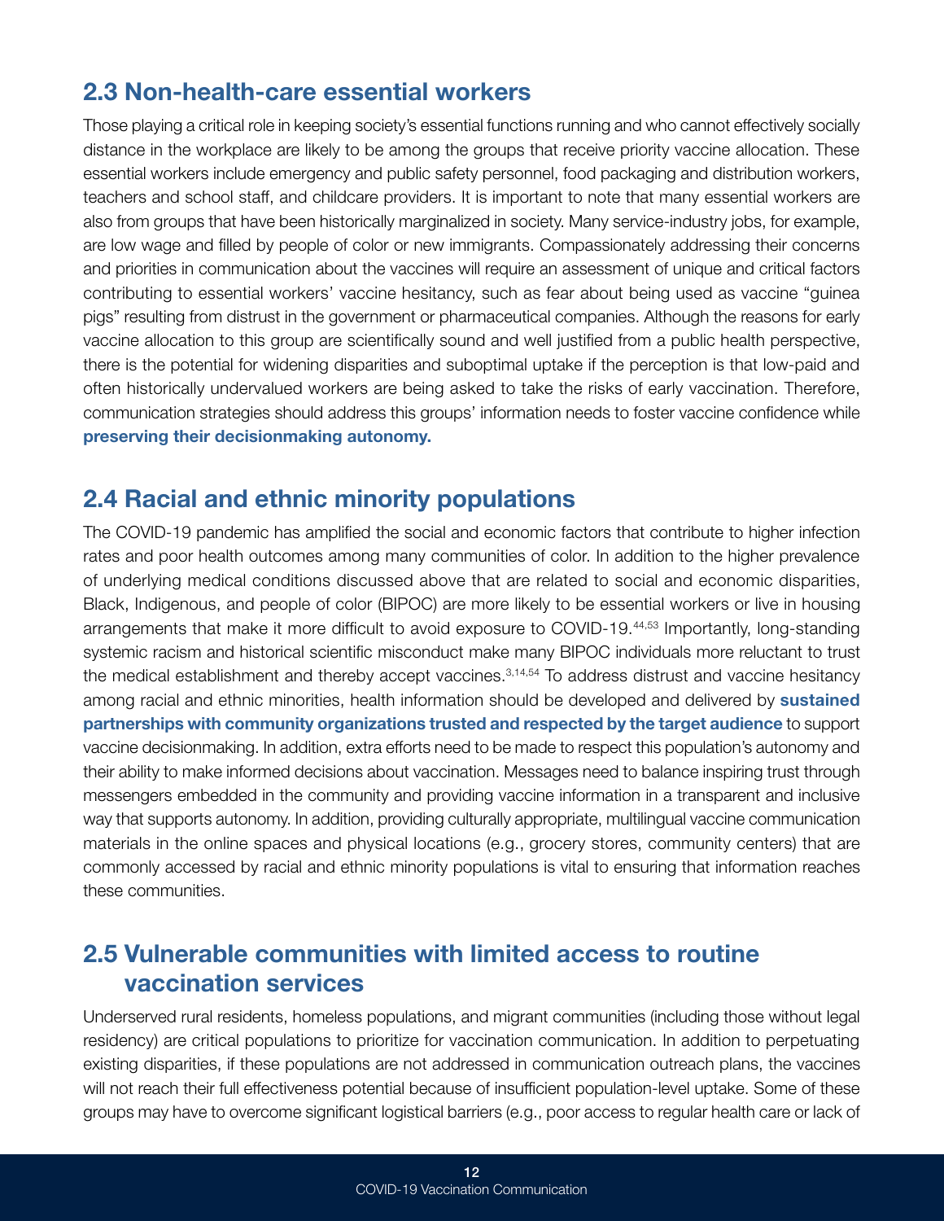## 2.3 Non-health-care essential workers

Those playing a critical role in keeping society's essential functions running and who cannot effectively socially distance in the workplace are likely to be among the groups that receive priority vaccine allocation. These essential workers include emergency and public safety personnel, food packaging and distribution workers, teachers and school staff, and childcare providers. It is important to note that many essential workers are also from groups that have been historically marginalized in society. Many service-industry jobs, for example, are low wage and filled by people of color or new immigrants. Compassionately addressing their concerns and priorities in communication about the vaccines will require an assessment of unique and critical factors contributing to essential workers' vaccine hesitancy, such as fear about being used as vaccine "guinea pigs" resulting from distrust in the government or pharmaceutical companies. Although the reasons for early vaccine allocation to this group are scientifically sound and well justified from a public health perspective, there is the potential for widening disparities and suboptimal uptake if the perception is that low-paid and often historically undervalued workers are being asked to take the risks of early vaccination. Therefore, communication strategies should address this groups' information needs to foster vaccine confidence while **preserving their decisionmaking autonomy.**

## 2.4 Racial and ethnic minority populations

The COVID-19 pandemic has amplified the social and economic factors that contribute to higher infection rates and poor health outcomes among many communities of color. In addition to the higher prevalence of underlying medical conditions discussed above that are related to social and economic disparities, Black, Indigenous, and people of color (BIPOC) are more likely to be essential workers or live in housing arrangements that make it more difficult to avoid exposure to COVID-19.[44,53] Importantly, long-standing systemic racism and historical scientific misconduct make many BIPOC individuals more reluctant to trust the medical establishment and thereby accept vaccines.[3,14,54] To address distrust and vaccine hesitancy among racial and ethnic minorities, health information should be developed and delivered by **sustained partnerships with community organizations trusted and respected by the target audience** to support vaccine decisionmaking. In addition, extra efforts need to be made to respect this population's autonomy and their ability to make informed decisions about vaccination. Messages need to balance inspiring trust through messengers embedded in the community and providing vaccine information in a transparent and inclusive way that supports autonomy. In addition, providing culturally appropriate, multilingual vaccine communication materials in the online spaces and physical locations (e.g., grocery stores, community centers) that are commonly accessed by racial and ethnic minority populations is vital to ensuring that information reaches these communities.

## 2.5 Vulnerable communities with limited access to routine vaccination services

Underserved rural residents, homeless populations, and migrant communities (including those without legal residency) are critical populations to prioritize for vaccination communication. In addition to perpetuating existing disparities, if these populations are not addressed in communication outreach plans, the vaccines will not reach their full effectiveness potential because of insufficient population-level uptake. Some of these groups may have to overcome significant logistical barriers (e.g., poor access to regular health care or lack of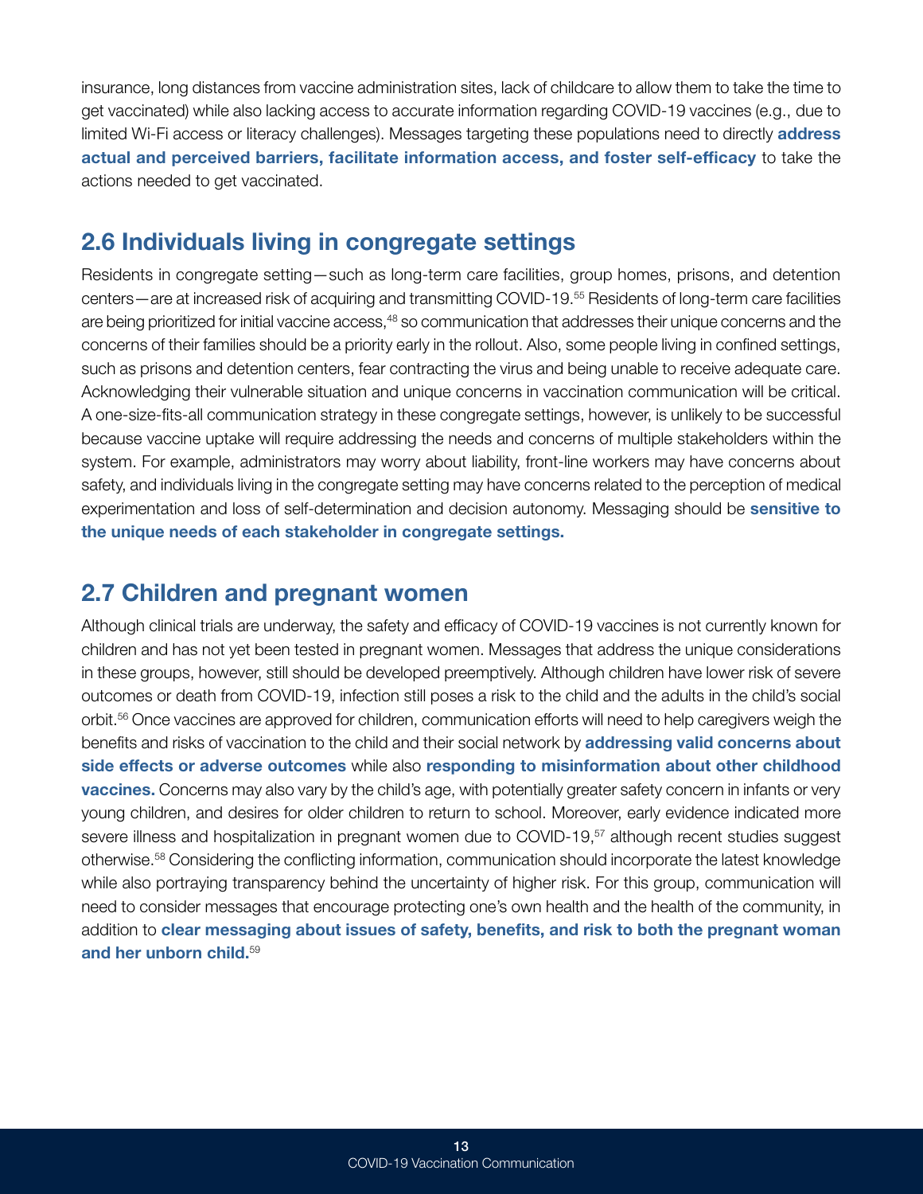insurance, long distances from vaccine administration sites, lack of childcare to allow them to take the time to get vaccinated) while also lacking access to accurate information regarding COVID-19 vaccines (e.g., due to limited Wi-Fi access or literacy challenges). Messages targeting these populations need to directly **address actual and perceived barriers, facilitate information access, and foster self-efficacy** to take the actions needed to get vaccinated.

## 2.6 Individuals living in congregate settings

Residents in congregate setting—such as long-term care facilities, group homes, prisons, and detention centers—are at increased risk of acquiring and transmitting COVID-19.[55] Residents of long-term care facilities are being prioritized for initial vaccine access,[48] so communication that addresses their unique concerns and the concerns of their families should be a priority early in the rollout. Also, some people living in confined settings, such as prisons and detention centers, fear contracting the virus and being unable to receive adequate care. Acknowledging their vulnerable situation and unique concerns in vaccination communication will be critical. A one-size-fits-all communication strategy in these congregate settings, however, is unlikely to be successful because vaccine uptake will require addressing the needs and concerns of multiple stakeholders within the system. For example, administrators may worry about liability, front-line workers may have concerns about safety, and individuals living in the congregate setting may have concerns related to the perception of medical experimentation and loss of self-determination and decision autonomy. Messaging should be **sensitive to the unique needs of each stakeholder in congregate settings.**

## 2.7 Children and pregnant women

Although clinical trials are underway, the safety and efficacy of COVID-19 vaccines is not currently known for children and has not yet been tested in pregnant women. Messages that address the unique considerations in these groups, however, still should be developed preemptively. Although children have lower risk of severe outcomes or death from COVID-19, infection still poses a risk to the child and the adults in the child's social orbit.[56] Once vaccines are approved for children, communication efforts will need to help caregivers weigh the benefits and risks of vaccination to the child and their social network by **addressing valid concerns about side effects or adverse outcomes** while also **responding to misinformation about other childhood vaccines.** Concerns may also vary by the child's age, with potentially greater safety concern in infants or very young children, and desires for older children to return to school. Moreover, early evidence indicated more severe illness and hospitalization in pregnant women due to COVID-19,[57] although recent studies suggest otherwise.[58] Considering the conflicting information, communication should incorporate the latest knowledge while also portraying transparency behind the uncertainty of higher risk. For this group, communication will need to consider messages that encourage protecting one's own health and the health of the community, in addition to **clear messaging about issues of safety, benefits, and risk to both the pregnant woman and her unborn child.**[59]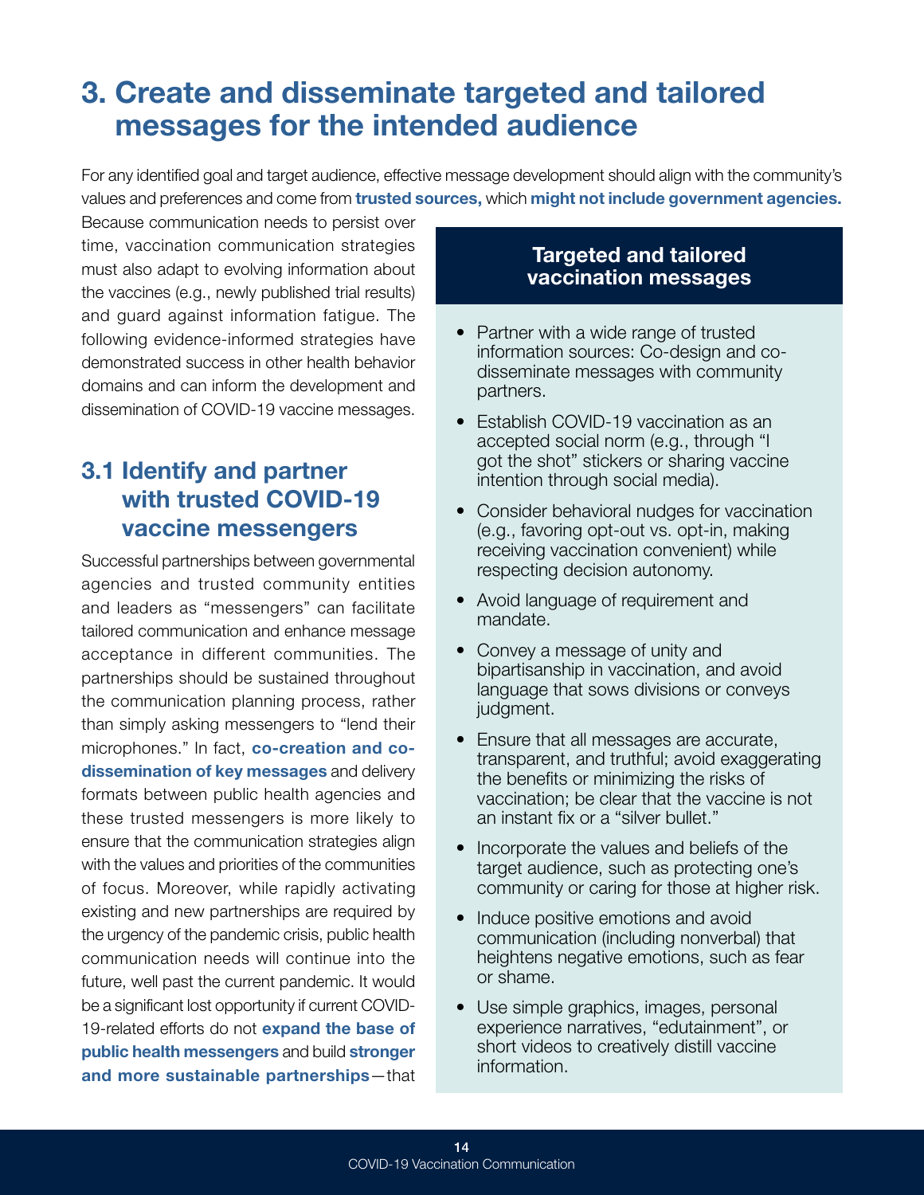# 3. Create and disseminate targeted and tailored messages for the intended audience

For any identified goal and target audience, effective message development should align with the community's values and preferences and come from **trusted sources,** which **might not include government agencies.** Because communication needs to persist over time, vaccination communication strategies must also adapt to evolving information about the vaccines (e.g., newly published trial results) and guard against information fatigue. The following evidence-informed strategies have demonstrated success in other health behavior domains and can inform the development and dissemination of COVID-19 vaccine messages.

## 3.1 Identify and partner with trusted COVID-19 vaccine messengers

Successful partnerships between governmental agencies and trusted community entities and leaders as "messengers" can facilitate tailored communication and enhance message acceptance in different communities. The partnerships should be sustained throughout the communication planning process, rather than simply asking messengers to "lend their microphones." In fact, **co-creation and co-dissemination of key messages** and delivery formats between public health agencies and these trusted messengers is more likely to ensure that the communication strategies align with the values and priorities of the communities of focus. Moreover, while rapidly activating existing and new partnerships are required by the urgency of the pandemic crisis, public health communication needs will continue into the future, well past the current pandemic. It would be a significant lost opportunity if current COVID-19-related efforts do not **expand the base of public health messengers** and build **stronger and more sustainable partnerships**—that

### Targeted and tailored vaccination messages

- Partner with a wide range of trusted information sources: Co-design and co-disseminate messages with community partners.
- Establish COVID-19 vaccination as an accepted social norm (e.g., through "I got the shot" stickers or sharing vaccine intention through social media).
- Consider behavioral nudges for vaccination (e.g., favoring opt-out vs. opt-in, making receiving vaccination convenient) while respecting decision autonomy.
- Avoid language of requirement and mandate.
- Convey a message of unity and bipartisanship in vaccination, and avoid language that sows divisions or conveys judgment.
- Ensure that all messages are accurate, transparent, and truthful; avoid exaggerating the benefits or minimizing the risks of vaccination; be clear that the vaccine is not an instant fix or a "silver bullet."
- Incorporate the values and beliefs of the target audience, such as protecting one's community or caring for those at higher risk.
- Induce positive emotions and avoid communication (including nonverbal) that heightens negative emotions, such as fear or shame.
- Use simple graphics, images, personal experience narratives, "edutainment", or short videos to creatively distill vaccine information.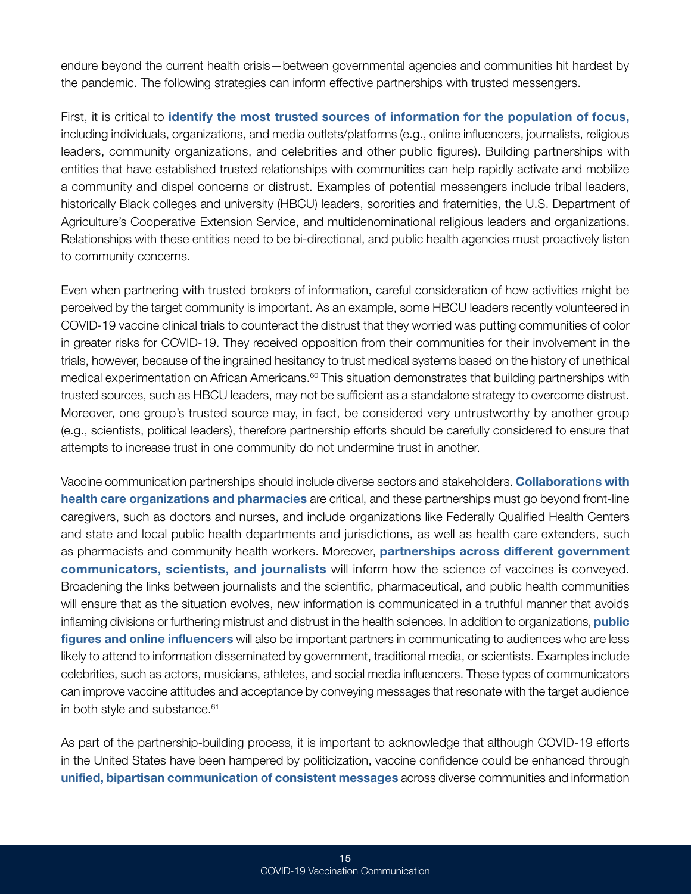endure beyond the current health crisis—between governmental agencies and communities hit hardest by the pandemic. The following strategies can inform effective partnerships with trusted messengers.

First, it is critical to **identify the most trusted sources of information for the population of focus,** including individuals, organizations, and media outlets/platforms (e.g., online influencers, journalists, religious leaders, community organizations, and celebrities and other public figures). Building partnerships with entities that have established trusted relationships with communities can help rapidly activate and mobilize a community and dispel concerns or distrust. Examples of potential messengers include tribal leaders, historically Black colleges and university (HBCU) leaders, sororities and fraternities, the U.S. Department of Agriculture's Cooperative Extension Service, and multidenominational religious leaders and organizations. Relationships with these entities need to be bi-directional, and public health agencies must proactively listen to community concerns.

Even when partnering with trusted brokers of information, careful consideration of how activities might be perceived by the target community is important. As an example, some HBCU leaders recently volunteered in COVID-19 vaccine clinical trials to counteract the distrust that they worried was putting communities of color in greater risks for COVID-19. They received opposition from their communities for their involvement in the trials, however, because of the ingrained hesitancy to trust medical systems based on the history of unethical medical experimentation on African Americans.[60] This situation demonstrates that building partnerships with trusted sources, such as HBCU leaders, may not be sufficient as a standalone strategy to overcome distrust. Moreover, one group's trusted source may, in fact, be considered very untrustworthy by another group (e.g., scientists, political leaders), therefore partnership efforts should be carefully considered to ensure that attempts to increase trust in one community do not undermine trust in another.

Vaccine communication partnerships should include diverse sectors and stakeholders. **Collaborations with health care organizations and pharmacies** are critical, and these partnerships must go beyond front-line caregivers, such as doctors and nurses, and include organizations like Federally Qualified Health Centers and state and local public health departments and jurisdictions, as well as health care extenders, such as pharmacists and community health workers. Moreover, **partnerships across different government communicators, scientists, and journalists** will inform how the science of vaccines is conveyed. Broadening the links between journalists and the scientific, pharmaceutical, and public health communities will ensure that as the situation evolves, new information is communicated in a truthful manner that avoids inflaming divisions or furthering mistrust and distrust in the health sciences. In addition to organizations, **public figures and online influencers** will also be important partners in communicating to audiences who are less likely to attend to information disseminated by government, traditional media, or scientists. Examples include celebrities, such as actors, musicians, athletes, and social media influencers. These types of communicators can improve vaccine attitudes and acceptance by conveying messages that resonate with the target audience in both style and substance.[61]

As part of the partnership-building process, it is important to acknowledge that although COVID-19 efforts in the United States have been hampered by politicization, vaccine confidence could be enhanced through **unified, bipartisan communication of consistent messages** across diverse communities and information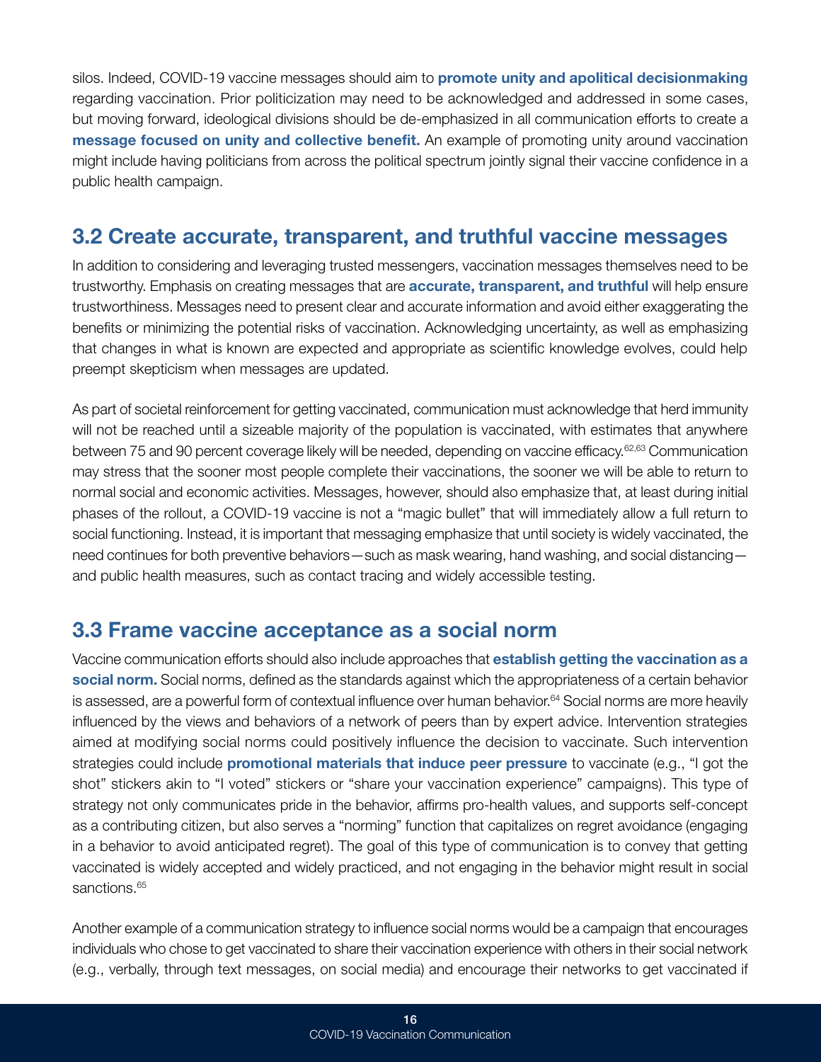silos. Indeed, COVID-19 vaccine messages should aim to **promote unity and apolitical decisionmaking** regarding vaccination. Prior politicization may need to be acknowledged and addressed in some cases, but moving forward, ideological divisions should be de-emphasized in all communication efforts to create a **message focused on unity and collective benefit.** An example of promoting unity around vaccination might include having politicians from across the political spectrum jointly signal their vaccine confidence in a public health campaign.

## 3.2 Create accurate, transparent, and truthful vaccine messages

In addition to considering and leveraging trusted messengers, vaccination messages themselves need to be trustworthy. Emphasis on creating messages that are **accurate, transparent, and truthful** will help ensure trustworthiness. Messages need to present clear and accurate information and avoid either exaggerating the benefits or minimizing the potential risks of vaccination. Acknowledging uncertainty, as well as emphasizing that changes in what is known are expected and appropriate as scientific knowledge evolves, could help preempt skepticism when messages are updated.

As part of societal reinforcement for getting vaccinated, communication must acknowledge that herd immunity will not be reached until a sizeable majority of the population is vaccinated, with estimates that anywhere between 75 and 90 percent coverage likely will be needed, depending on vaccine efficacy.[62,63] Communication may stress that the sooner most people complete their vaccinations, the sooner we will be able to return to normal social and economic activities. Messages, however, should also emphasize that, at least during initial phases of the rollout, a COVID-19 vaccine is not a "magic bullet" that will immediately allow a full return to social functioning. Instead, it is important that messaging emphasize that until society is widely vaccinated, the need continues for both preventive behaviors—such as mask wearing, hand washing, and social distancing—and public health measures, such as contact tracing and widely accessible testing.

## 3.3 Frame vaccine acceptance as a social norm

Vaccine communication efforts should also include approaches that **establish getting the vaccination as a social norm.** Social norms, defined as the standards against which the appropriateness of a certain behavior is assessed, are a powerful form of contextual influence over human behavior.[64] Social norms are more heavily influenced by the views and behaviors of a network of peers than by expert advice. Intervention strategies aimed at modifying social norms could positively influence the decision to vaccinate. Such intervention strategies could include **promotional materials that induce peer pressure** to vaccinate (e.g., "I got the shot" stickers akin to "I voted" stickers or "share your vaccination experience" campaigns). This type of strategy not only communicates pride in the behavior, affirms pro-health values, and supports self-concept as a contributing citizen, but also serves a "norming" function that capitalizes on regret avoidance (engaging in a behavior to avoid anticipated regret). The goal of this type of communication is to convey that getting vaccinated is widely accepted and widely practiced, and not engaging in the behavior might result in social sanctions.[65]

Another example of a communication strategy to influence social norms would be a campaign that encourages individuals who chose to get vaccinated to share their vaccination experience with others in their social network (e.g., verbally, through text messages, on social media) and encourage their networks to get vaccinated if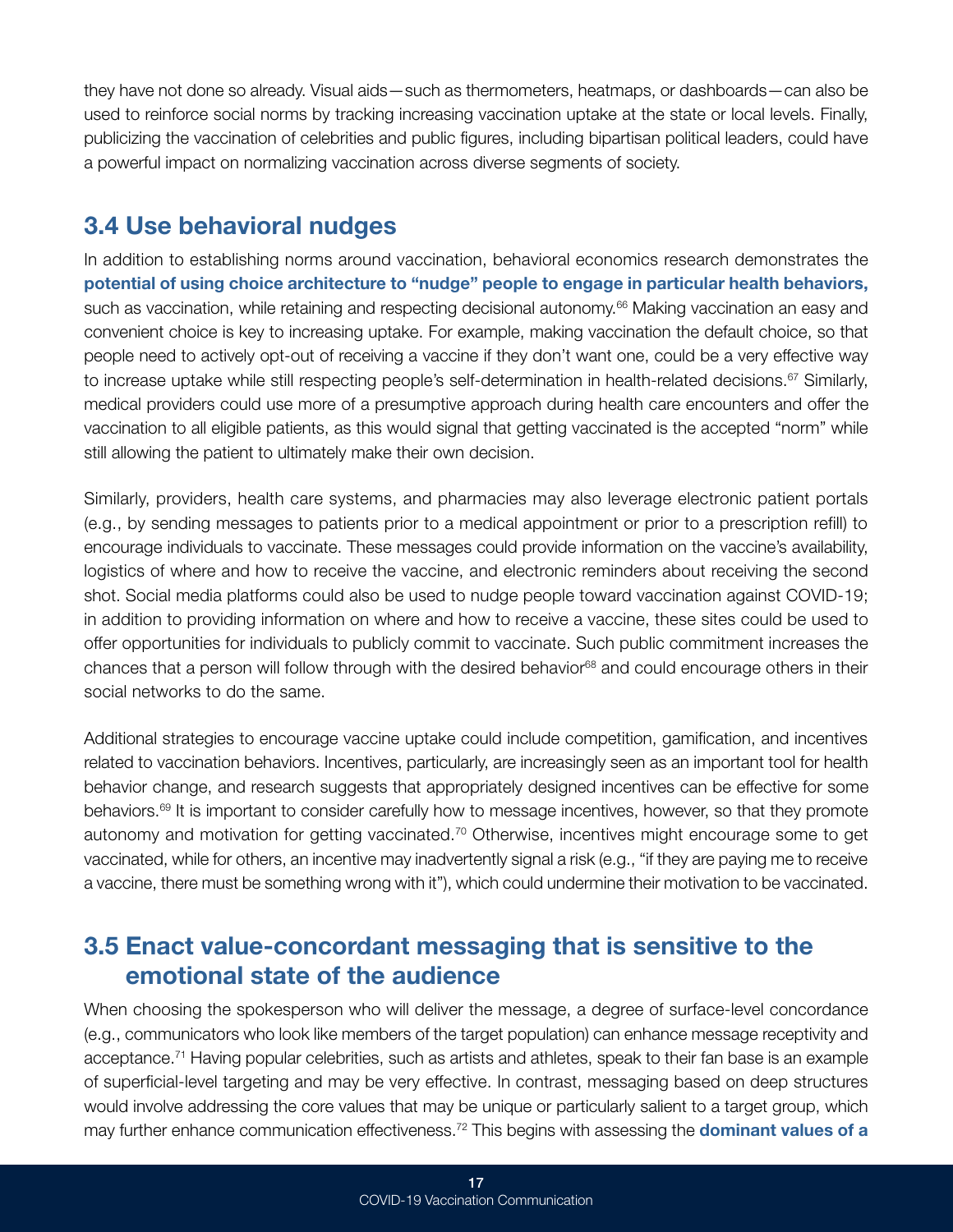they have not done so already. Visual aids—such as thermometers, heatmaps, or dashboards—can also be used to reinforce social norms by tracking increasing vaccination uptake at the state or local levels. Finally, publicizing the vaccination of celebrities and public figures, including bipartisan political leaders, could have a powerful impact on normalizing vaccination across diverse segments of society.

## 3.4 Use behavioral nudges

In addition to establishing norms around vaccination, behavioral economics research demonstrates the **potential of using choice architecture to "nudge" people to engage in particular health behaviors,** such as vaccination, while retaining and respecting decisional autonomy.[66] Making vaccination an easy and convenient choice is key to increasing uptake. For example, making vaccination the default choice, so that people need to actively opt-out of receiving a vaccine if they don't want one, could be a very effective way to increase uptake while still respecting people's self-determination in health-related decisions.[67] Similarly, medical providers could use more of a presumptive approach during health care encounters and offer the vaccination to all eligible patients, as this would signal that getting vaccinated is the accepted "norm" while still allowing the patient to ultimately make their own decision.

Similarly, providers, health care systems, and pharmacies may also leverage electronic patient portals (e.g., by sending messages to patients prior to a medical appointment or prior to a prescription refill) to encourage individuals to vaccinate. These messages could provide information on the vaccine's availability, logistics of where and how to receive the vaccine, and electronic reminders about receiving the second shot. Social media platforms could also be used to nudge people toward vaccination against COVID-19; in addition to providing information on where and how to receive a vaccine, these sites could be used to offer opportunities for individuals to publicly commit to vaccinate. Such public commitment increases the chances that a person will follow through with the desired behavior[68] and could encourage others in their social networks to do the same.

Additional strategies to encourage vaccine uptake could include competition, gamification, and incentives related to vaccination behaviors. Incentives, particularly, are increasingly seen as an important tool for health behavior change, and research suggests that appropriately designed incentives can be effective for some behaviors.[69] It is important to consider carefully how to message incentives, however, so that they promote autonomy and motivation for getting vaccinated.[70] Otherwise, incentives might encourage some to get vaccinated, while for others, an incentive may inadvertently signal a risk (e.g., "if they are paying me to receive a vaccine, there must be something wrong with it"), which could undermine their motivation to be vaccinated.

## 3.5 Enact value-concordant messaging that is sensitive to the emotional state of the audience

When choosing the spokesperson who will deliver the message, a degree of surface-level concordance (e.g., communicators who look like members of the target population) can enhance message receptivity and acceptance.[71] Having popular celebrities, such as artists and athletes, speak to their fan base is an example of superficial-level targeting and may be very effective. In contrast, messaging based on deep structures would involve addressing the core values that may be unique or particularly salient to a target group, which may further enhance communication effectiveness.[72] This begins with assessing the **dominant values of a**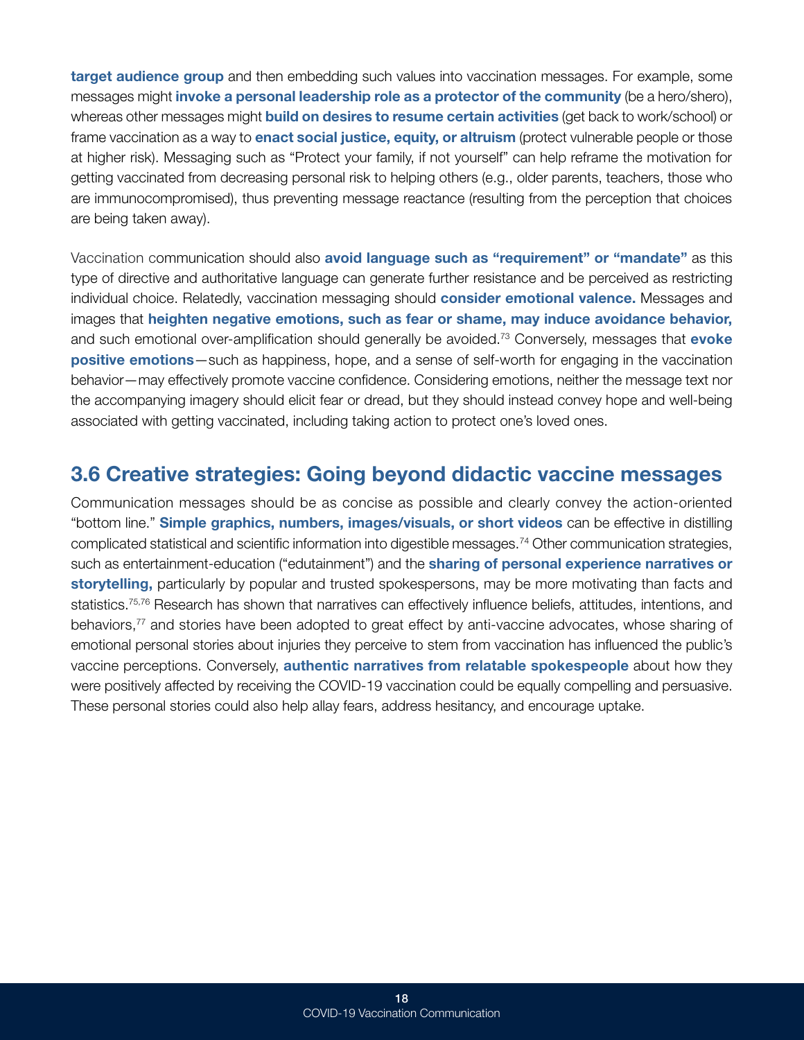**target audience group** and then embedding such values into vaccination messages. For example, some messages might **invoke a personal leadership role as a protector of the community** (be a hero/shero), whereas other messages might **build on desires to resume certain activities** (get back to work/school) or frame vaccination as a way to **enact social justice, equity, or altruism** (protect vulnerable people or those at higher risk). Messaging such as "Protect your family, if not yourself" can help reframe the motivation for getting vaccinated from decreasing personal risk to helping others (e.g., older parents, teachers, those who are immunocompromised), thus preventing message reactance (resulting from the perception that choices are being taken away).

Vaccination communication should also **avoid language such as "requirement" or "mandate"** as this type of directive and authoritative language can generate further resistance and be perceived as restricting individual choice. Relatedly, vaccination messaging should **consider emotional valence.** Messages and images that **heighten negative emotions, such as fear or shame, may induce avoidance behavior,** and such emotional over-amplification should generally be avoided.[73] Conversely, messages that **evoke positive emotions**—such as happiness, hope, and a sense of self-worth for engaging in the vaccination behavior—may effectively promote vaccine confidence. Considering emotions, neither the message text nor the accompanying imagery should elicit fear or dread, but they should instead convey hope and well-being associated with getting vaccinated, including taking action to protect one's loved ones.

## 3.6 Creative strategies: Going beyond didactic vaccine messages

Communication messages should be as concise as possible and clearly convey the action-oriented "bottom line." **Simple graphics, numbers, images/visuals, or short videos** can be effective in distilling complicated statistical and scientific information into digestible messages.[74] Other communication strategies, such as entertainment-education ("edutainment") and the **sharing of personal experience narratives or storytelling,** particularly by popular and trusted spokespersons, may be more motivating than facts and statistics.[75,76] Research has shown that narratives can effectively influence beliefs, attitudes, intentions, and behaviors,[77] and stories have been adopted to great effect by anti-vaccine advocates, whose sharing of emotional personal stories about injuries they perceive to stem from vaccination has influenced the public's vaccine perceptions. Conversely, **authentic narratives from relatable spokespeople** about how they were positively affected by receiving the COVID-19 vaccination could be equally compelling and persuasive. These personal stories could also help allay fears, address hesitancy, and encourage uptake.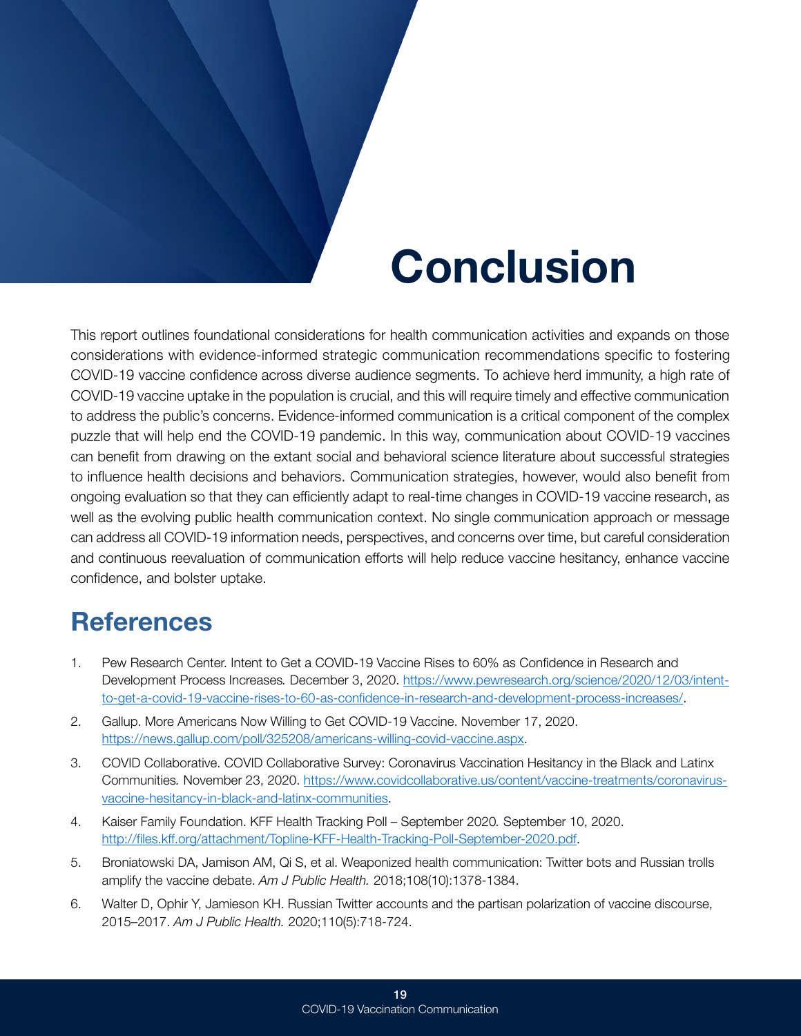# Conclusion

This report outlines foundational considerations for health communication activities and expands on those considerations with evidence-informed strategic communication recommendations specific to fostering COVID-19 vaccine confidence across diverse audience segments. To achieve herd immunity, a high rate of COVID-19 vaccine uptake in the population is crucial, and this will require timely and effective communication to address the public's concerns. Evidence-informed communication is a critical component of the complex puzzle that will help end the COVID-19 pandemic. In this way, communication about COVID-19 vaccines can benefit from drawing on the extant social and behavioral science literature about successful strategies to influence health decisions and behaviors. Communication strategies, however, would also benefit from ongoing evaluation so that they can efficiently adapt to real-time changes in COVID-19 vaccine research, as well as the evolving public health communication context. No single communication approach or message can address all COVID-19 information needs, perspectives, and concerns over time, but careful consideration and continuous reevaluation of communication efforts will help reduce vaccine hesitancy, enhance vaccine confidence, and bolster uptake.

## References

1. Pew Research Center. Intent to Get a COVID-19 Vaccine Rises to 60% as Confidence in Research and Development Process Increases. December 3, 2020. https://www.pewresearch.org/science/2020/12/03/intent-to-get-a-covid-19-vaccine-rises-to-60-as-confidence-in-research-and-development-process-increases/.
2. Gallup. More Americans Now Willing to Get COVID-19 Vaccine. November 17, 2020. https://news.gallup.com/poll/325208/americans-willing-covid-vaccine.aspx.
3. COVID Collaborative. COVID Collaborative Survey: Coronavirus Vaccination Hesitancy in the Black and Latinx Communities. November 23, 2020. https://www.covidcollaborative.us/content/vaccine-treatments/coronavirus-vaccine-hesitancy-in-black-and-latinx-communities.
4. Kaiser Family Foundation. KFF Health Tracking Poll – September 2020. September 10, 2020. http://files.kff.org/attachment/Topline-KFF-Health-Tracking-Poll-September-2020.pdf.
5. Broniatowski DA, Jamison AM, Qi S, et al. Weaponized health communication: Twitter bots and Russian trolls amplify the vaccine debate. *Am J Public Health.* 2018;108(10):1378-1384.
6. Walter D, Ophir Y, Jamieson KH. Russian Twitter accounts and the partisan polarization of vaccine discourse, 2015–2017. *Am J Public Health.* 2020;110(5):718-724.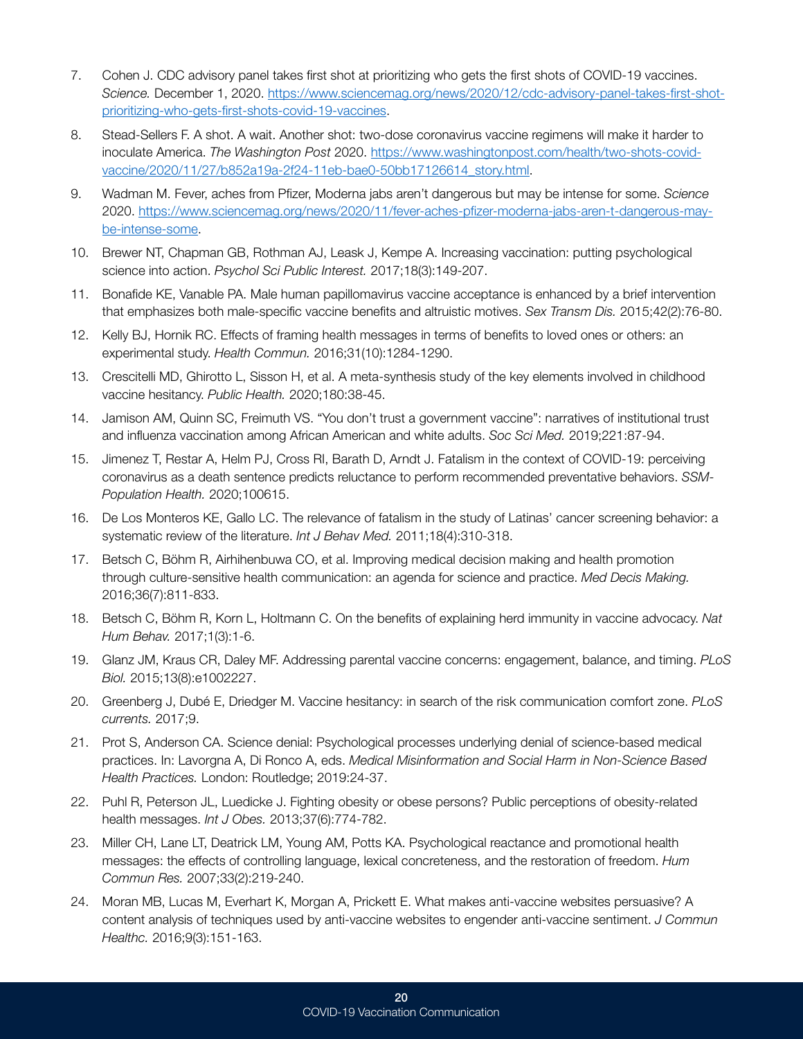7. Cohen J. CDC advisory panel takes first shot at prioritizing who gets the first shots of COVID-19 vaccines. *Science.* December 1, 2020. https://www.sciencemag.org/news/2020/12/cdc-advisory-panel-takes-first-shot-prioritizing-who-gets-first-shots-covid-19-vaccines.

8. Stead-Sellers F. A shot. A wait. Another shot: two-dose coronavirus vaccine regimens will make it harder to inoculate America. *The Washington Post* 2020. https://www.washingtonpost.com/health/two-shots-covid-vaccine/2020/11/27/b852a19a-2f24-11eb-bae0-50bb17126614_story.html.

9. Wadman M. Fever, aches from Pfizer, Moderna jabs aren't dangerous but may be intense for some. *Science* 2020. https://www.sciencemag.org/news/2020/11/fever-aches-pfizer-moderna-jabs-aren-t-dangerous-may-be-intense-some.

10. Brewer NT, Chapman GB, Rothman AJ, Leask J, Kempe A. Increasing vaccination: putting psychological science into action. *Psychol Sci Public Interest.* 2017;18(3):149-207.

11. Bonafide KE, Vanable PA. Male human papillomavirus vaccine acceptance is enhanced by a brief intervention that emphasizes both male-specific vaccine benefits and altruistic motives. *Sex Transm Dis.* 2015;42(2):76-80.

12. Kelly BJ, Hornik RC. Effects of framing health messages in terms of benefits to loved ones or others: an experimental study. *Health Commun.* 2016;31(10):1284-1290.

13. Crescitelli MD, Ghirotto L, Sisson H, et al. A meta-synthesis study of the key elements involved in childhood vaccine hesitancy. *Public Health.* 2020;180:38-45.

14. Jamison AM, Quinn SC, Freimuth VS. "You don't trust a government vaccine": narratives of institutional trust and influenza vaccination among African American and white adults. *Soc Sci Med.* 2019;221:87-94.

15. Jimenez T, Restar A, Helm PJ, Cross RI, Barath D, Arndt J. Fatalism in the context of COVID-19: perceiving coronavirus as a death sentence predicts reluctance to perform recommended preventative behaviors. *SSM-Population Health.* 2020;100615.

16. De Los Monteros KE, Gallo LC. The relevance of fatalism in the study of Latinas' cancer screening behavior: a systematic review of the literature. *Int J Behav Med.* 2011;18(4):310-318.

17. Betsch C, Böhm R, Airhihenbuwa CO, et al. Improving medical decision making and health promotion through culture-sensitive health communication: an agenda for science and practice. *Med Decis Making.* 2016;36(7):811-833.

18. Betsch C, Böhm R, Korn L, Holtmann C. On the benefits of explaining herd immunity in vaccine advocacy. *Nat Hum Behav.* 2017;1(3):1-6.

19. Glanz JM, Kraus CR, Daley MF. Addressing parental vaccine concerns: engagement, balance, and timing. *PLoS Biol.* 2015;13(8):e1002227.

20. Greenberg J, Dubé E, Driedger M. Vaccine hesitancy: in search of the risk communication comfort zone. *PLoS currents.* 2017;9.

21. Prot S, Anderson CA. Science denial: Psychological processes underlying denial of science-based medical practices. In: Lavorgna A, Di Ronco A, eds. *Medical Misinformation and Social Harm in Non-Science Based Health Practices.* London: Routledge; 2019:24-37.

22. Puhl R, Peterson JL, Luedicke J. Fighting obesity or obese persons? Public perceptions of obesity-related health messages. *Int J Obes.* 2013;37(6):774-782.

23. Miller CH, Lane LT, Deatrick LM, Young AM, Potts KA. Psychological reactance and promotional health messages: the effects of controlling language, lexical concreteness, and the restoration of freedom. *Hum Commun Res.* 2007;33(2):219-240.

24. Moran MB, Lucas M, Everhart K, Morgan A, Prickett E. What makes anti-vaccine websites persuasive? A content analysis of techniques used by anti-vaccine websites to engender anti-vaccine sentiment. *J Commun Healthc.* 2016;9(3):151-163.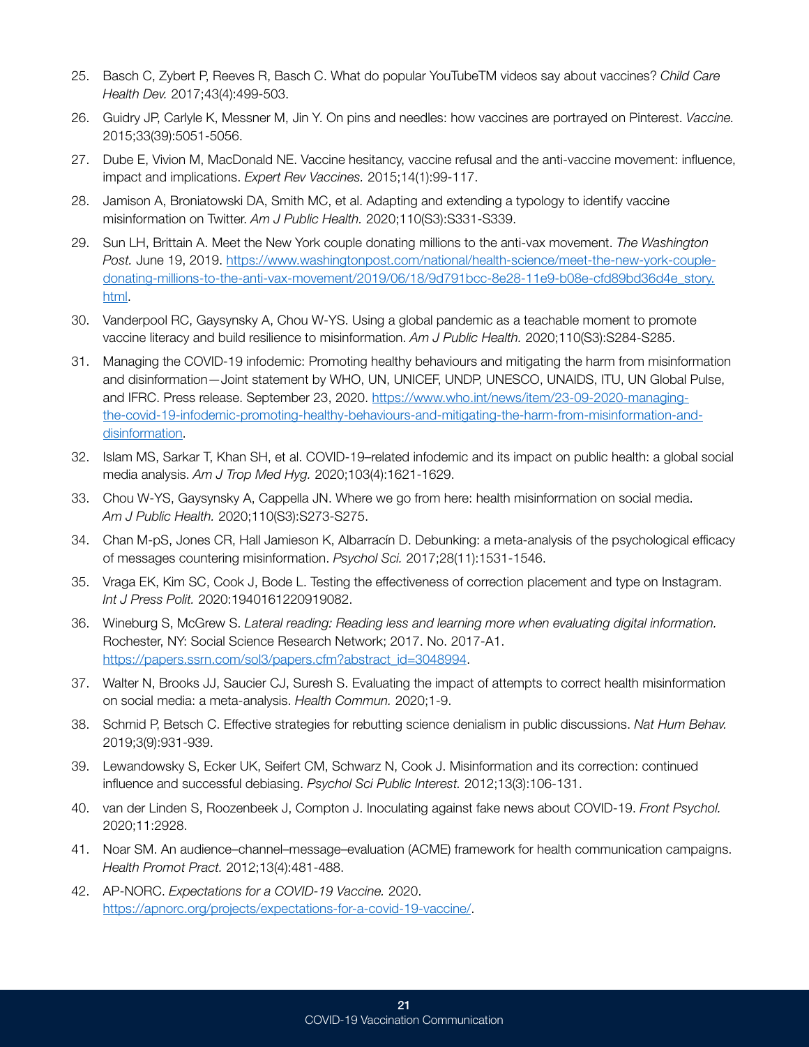25. Basch C, Zybert P, Reeves R, Basch C. What do popular YouTubeTM videos say about vaccines? *Child Care Health Dev.* 2017;43(4):499-503.

26. Guidry JP, Carlyle K, Messner M, Jin Y. On pins and needles: how vaccines are portrayed on Pinterest. *Vaccine.* 2015;33(39):5051-5056.

27. Dube E, Vivion M, MacDonald NE. Vaccine hesitancy, vaccine refusal and the anti-vaccine movement: influence, impact and implications. *Expert Rev Vaccines.* 2015;14(1):99-117.

28. Jamison A, Broniatowski DA, Smith MC, et al. Adapting and extending a typology to identify vaccine misinformation on Twitter. *Am J Public Health.* 2020;110(S3):S331-S339.

29. Sun LH, Brittain A. Meet the New York couple donating millions to the anti-vax movement. *The Washington Post.* June 19, 2019. https://www.washingtonpost.com/national/health-science/meet-the-new-york-couple-donating-millions-to-the-anti-vax-movement/2019/06/18/9d791bcc-8e28-11e9-b08e-cfd89bd36d4e_story.html.

30. Vanderpool RC, Gaysynsky A, Chou W-YS. Using a global pandemic as a teachable moment to promote vaccine literacy and build resilience to misinformation. *Am J Public Health.* 2020;110(S3):S284-S285.

31. Managing the COVID-19 infodemic: Promoting healthy behaviours and mitigating the harm from misinformation and disinformation—Joint statement by WHO, UN, UNICEF, UNDP, UNESCO, UNAIDS, ITU, UN Global Pulse, and IFRC. Press release. September 23, 2020. https://www.who.int/news/item/23-09-2020-managing-the-covid-19-infodemic-promoting-healthy-behaviours-and-mitigating-the-harm-from-misinformation-and-disinformation.

32. Islam MS, Sarkar T, Khan SH, et al. COVID-19–related infodemic and its impact on public health: a global social media analysis. *Am J Trop Med Hyg.* 2020;103(4):1621-1629.

33. Chou W-YS, Gaysynsky A, Cappella JN. Where we go from here: health misinformation on social media. *Am J Public Health.* 2020;110(S3):S273-S275.

34. Chan M-pS, Jones CR, Hall Jamieson K, Albarracín D. Debunking: a meta-analysis of the psychological efficacy of messages countering misinformation. *Psychol Sci.* 2017;28(11):1531-1546.

35. Vraga EK, Kim SC, Cook J, Bode L. Testing the effectiveness of correction placement and type on Instagram. *Int J Press Polit.* 2020:1940161220919082.

36. Wineburg S, McGrew S. *Lateral reading: Reading less and learning more when evaluating digital information.* Rochester, NY: Social Science Research Network; 2017. No. 2017-A1. https://papers.ssrn.com/sol3/papers.cfm?abstract_id=3048994.

37. Walter N, Brooks JJ, Saucier CJ, Suresh S. Evaluating the impact of attempts to correct health misinformation on social media: a meta-analysis. *Health Commun.* 2020;1-9.

38. Schmid P, Betsch C. Effective strategies for rebutting science denialism in public discussions. *Nat Hum Behav.* 2019;3(9):931-939.

39. Lewandowsky S, Ecker UK, Seifert CM, Schwarz N, Cook J. Misinformation and its correction: continued influence and successful debiasing. *Psychol Sci Public Interest.* 2012;13(3):106-131.

40. van der Linden S, Roozenbeek J, Compton J. Inoculating against fake news about COVID-19. *Front Psychol.* 2020;11:2928.

41. Noar SM. An audience–channel–message–evaluation (ACME) framework for health communication campaigns. *Health Promot Pract.* 2012;13(4):481-488.

42. AP-NORC. *Expectations for a COVID-19 Vaccine.* 2020. https://apnorc.org/projects/expectations-for-a-covid-19-vaccine/.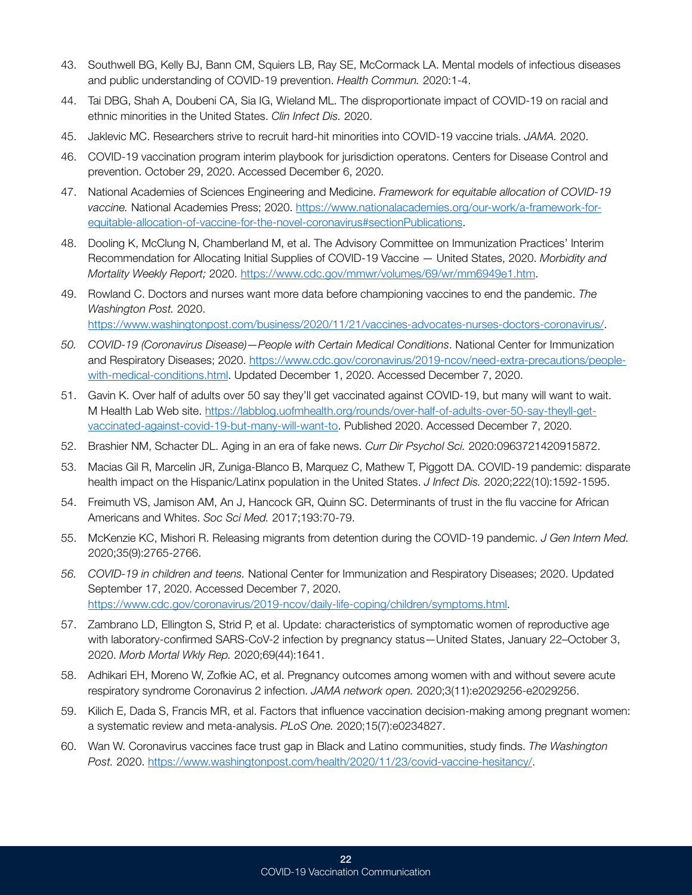43. Southwell BG, Kelly BJ, Bann CM, Squiers LB, Ray SE, McCormack LA. Mental models of infectious diseases and public understanding of COVID-19 prevention. *Health Commun.* 2020:1-4.
44. Tai DBG, Shah A, Doubeni CA, Sia IG, Wieland ML. The disproportionate impact of COVID-19 on racial and ethnic minorities in the United States. *Clin Infect Dis.* 2020.
45. Jaklevic MC. Researchers strive to recruit hard-hit minorities into COVID-19 vaccine trials. *JAMA.* 2020.
46. COVID-19 vaccination program interim playbook for jurisdiction operatons. Centers for Disease Control and prevention. October 29, 2020. Accessed December 6, 2020.
47. National Academies of Sciences Engineering and Medicine. *Framework for equitable allocation of COVID-19 vaccine.* National Academies Press; 2020. https://www.nationalacademies.org/our-work/a-framework-for-equitable-allocation-of-vaccine-for-the-novel-coronavirus#sectionPublications.
48. Dooling K, McClung N, Chamberland M, et al. The Advisory Committee on Immunization Practices' Interim Recommendation for Allocating Initial Supplies of COVID-19 Vaccine — United States, 2020. *Morbidity and Mortality Weekly Report;* 2020. https://www.cdc.gov/mmwr/volumes/69/wr/mm6949e1.htm.
49. Rowland C. Doctors and nurses want more data before championing vaccines to end the pandemic. *The Washington Post.* 2020. https://www.washingtonpost.com/business/2020/11/21/vaccines-advocates-nurses-doctors-coronavirus/.
50. *COVID-19 (Coronavirus Disease)—People with Certain Medical Conditions*. National Center for Immunization and Respiratory Diseases; 2020. https://www.cdc.gov/coronavirus/2019-ncov/need-extra-precautions/people-with-medical-conditions.html. Updated December 1, 2020. Accessed December 7, 2020.
51. Gavin K. Over half of adults over 50 say they'll get vaccinated against COVID-19, but many will want to wait. M Health Lab Web site. https://labblog.uofmhealth.org/rounds/over-half-of-adults-over-50-say-theyll-get-vaccinated-against-covid-19-but-many-will-want-to. Published 2020. Accessed December 7, 2020.
52. Brashier NM, Schacter DL. Aging in an era of fake news. *Curr Dir Psychol Sci.* 2020:0963721420915872.
53. Macias Gil R, Marcelin JR, Zuniga-Blanco B, Marquez C, Mathew T, Piggott DA. COVID-19 pandemic: disparate health impact on the Hispanic/Latinx population in the United States. *J Infect Dis.* 2020;222(10):1592-1595.
54. Freimuth VS, Jamison AM, An J, Hancock GR, Quinn SC. Determinants of trust in the flu vaccine for African Americans and Whites. *Soc Sci Med.* 2017;193:70-79.
55. McKenzie KC, Mishori R. Releasing migrants from detention during the COVID-19 pandemic. *J Gen Intern Med.* 2020;35(9):2765-2766.
56. *COVID-19 in children and teens.* National Center for Immunization and Respiratory Diseases; 2020. Updated September 17, 2020. Accessed December 7, 2020. https://www.cdc.gov/coronavirus/2019-ncov/daily-life-coping/children/symptoms.html.
57. Zambrano LD, Ellington S, Strid P, et al. Update: characteristics of symptomatic women of reproductive age with laboratory-confirmed SARS-CoV-2 infection by pregnancy status—United States, January 22–October 3, 2020. *Morb Mortal Wkly Rep.* 2020;69(44):1641.
58. Adhikari EH, Moreno W, Zofkie AC, et al. Pregnancy outcomes among women with and without severe acute respiratory syndrome Coronavirus 2 infection. *JAMA network open.* 2020;3(11):e2029256-e2029256.
59. Kilich E, Dada S, Francis MR, et al. Factors that influence vaccination decision-making among pregnant women: a systematic review and meta-analysis. *PLoS One.* 2020;15(7):e0234827.
60. Wan W. Coronavirus vaccines face trust gap in Black and Latino communities, study finds. *The Washington Post.* 2020. https://www.washingtonpost.com/health/2020/11/23/covid-vaccine-hesitancy/.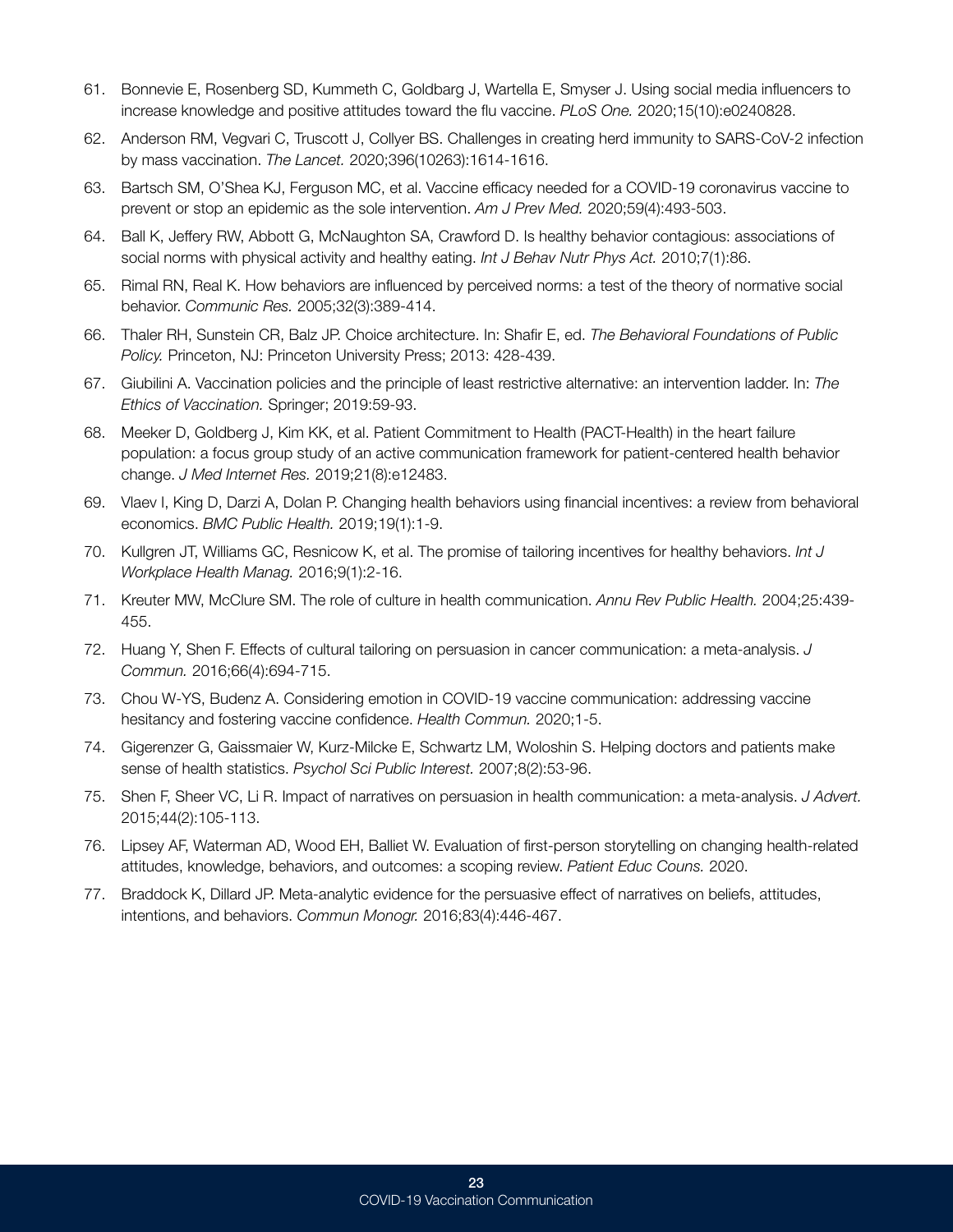61. Bonnevie E, Rosenberg SD, Kummeth C, Goldbarg J, Wartella E, Smyser J. Using social media influencers to increase knowledge and positive attitudes toward the flu vaccine. *PLoS One.* 2020;15(10):e0240828.
62. Anderson RM, Vegvari C, Truscott J, Collyer BS. Challenges in creating herd immunity to SARS-CoV-2 infection by mass vaccination. *The Lancet.* 2020;396(10263):1614-1616.
63. Bartsch SM, O'Shea KJ, Ferguson MC, et al. Vaccine efficacy needed for a COVID-19 coronavirus vaccine to prevent or stop an epidemic as the sole intervention. *Am J Prev Med.* 2020;59(4):493-503.
64. Ball K, Jeffery RW, Abbott G, McNaughton SA, Crawford D. Is healthy behavior contagious: associations of social norms with physical activity and healthy eating. *Int J Behav Nutr Phys Act.* 2010;7(1):86.
65. Rimal RN, Real K. How behaviors are influenced by perceived norms: a test of the theory of normative social behavior. *Communic Res.* 2005;32(3):389-414.
66. Thaler RH, Sunstein CR, Balz JP. Choice architecture. In: Shafir E, ed. *The Behavioral Foundations of Public Policy.* Princeton, NJ: Princeton University Press; 2013: 428-439.
67. Giubilini A. Vaccination policies and the principle of least restrictive alternative: an intervention ladder. In: *The Ethics of Vaccination.* Springer; 2019:59-93.
68. Meeker D, Goldberg J, Kim KK, et al. Patient Commitment to Health (PACT-Health) in the heart failure population: a focus group study of an active communication framework for patient-centered health behavior change. *J Med Internet Res.* 2019;21(8):e12483.
69. Vlaev I, King D, Darzi A, Dolan P. Changing health behaviors using financial incentives: a review from behavioral economics. *BMC Public Health.* 2019;19(1):1-9.
70. Kullgren JT, Williams GC, Resnicow K, et al. The promise of tailoring incentives for healthy behaviors. *Int J Workplace Health Manag.* 2016;9(1):2-16.
71. Kreuter MW, McClure SM. The role of culture in health communication. *Annu Rev Public Health.* 2004;25:439-455.
72. Huang Y, Shen F. Effects of cultural tailoring on persuasion in cancer communication: a meta-analysis. *J Commun.* 2016;66(4):694-715.
73. Chou W-YS, Budenz A. Considering emotion in COVID-19 vaccine communication: addressing vaccine hesitancy and fostering vaccine confidence. *Health Commun.* 2020;1-5.
74. Gigerenzer G, Gaissmaier W, Kurz-Milcke E, Schwartz LM, Woloshin S. Helping doctors and patients make sense of health statistics. *Psychol Sci Public Interest.* 2007;8(2):53-96.
75. Shen F, Sheer VC, Li R. Impact of narratives on persuasion in health communication: a meta-analysis. *J Advert.* 2015;44(2):105-113.
76. Lipsey AF, Waterman AD, Wood EH, Balliet W. Evaluation of first-person storytelling on changing health-related attitudes, knowledge, behaviors, and outcomes: a scoping review. *Patient Educ Couns.* 2020.
77. Braddock K, Dillard JP. Meta-analytic evidence for the persuasive effect of narratives on beliefs, attitudes, intentions, and behaviors. *Commun Monogr.* 2016;83(4):446-467.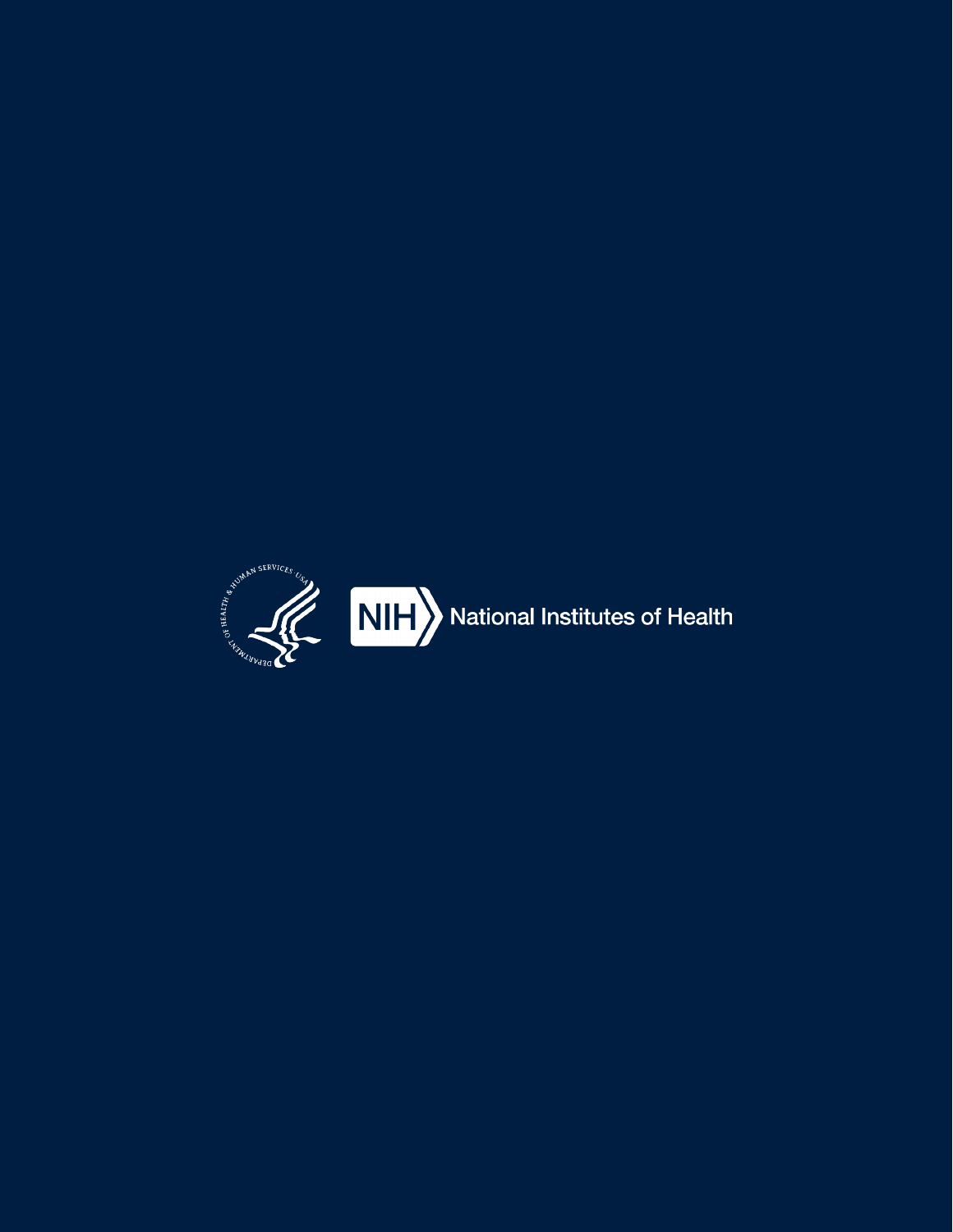DEPARTMENT OF HEALTH & HUMAN SERVICES · USA

NIH National Institutes of Health